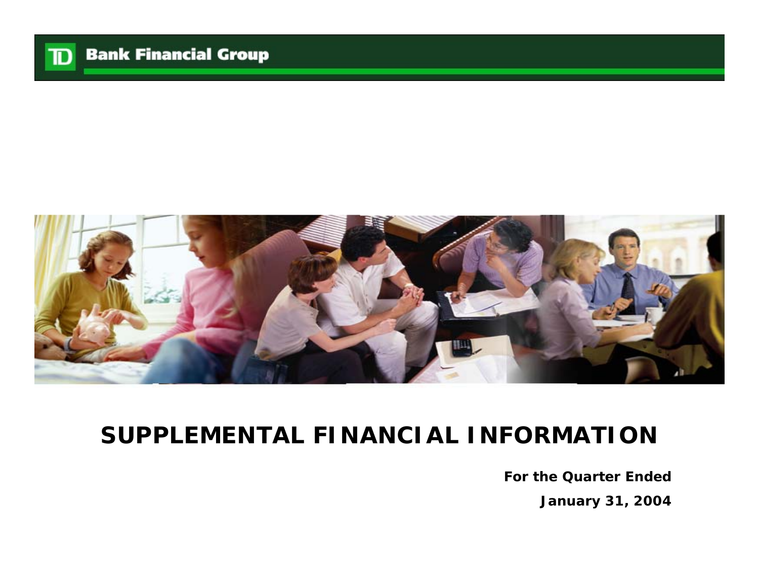**TD Bank Financial Group**

# SUPPLEMENTAL FINANCIAL INFORMATION

**For the Quarter Ended**

**January 31, 2004**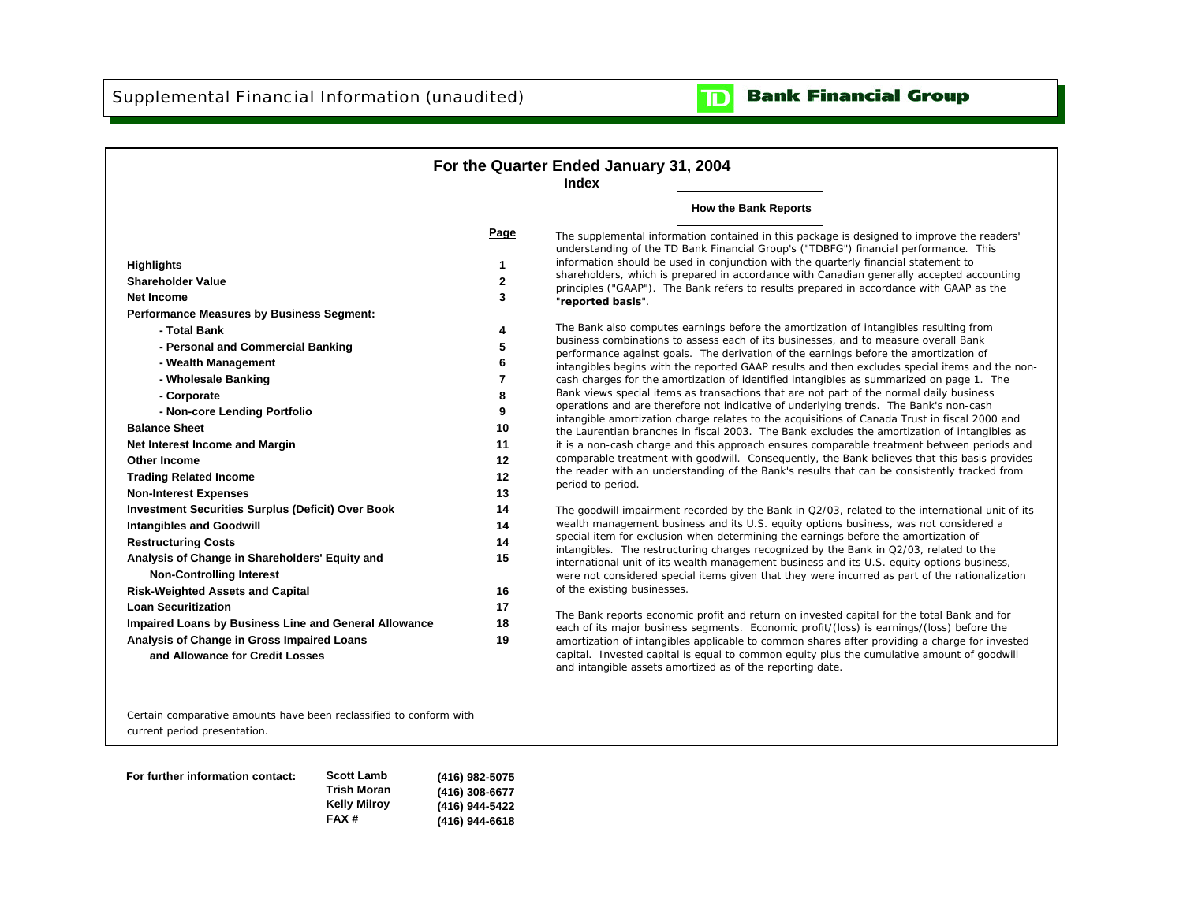Supplemental Financial Information (unaudited)

TD Bank Financial Group

# For the Quarter Ended January 31, 2004

## Index

| | Page |
|---|---|
| **Highlights** | 1 |
| **Shareholder Value** | 2 |
| **Net Income** | 3 |
| **Performance Measures by Business Segment:** | |
| **- Total Bank** | 4 |
| **- Personal and Commercial Banking** | 5 |
| **- Wealth Management** | 6 |
| **- Wholesale Banking** | 7 |
| **- Corporate** | 8 |
| **- Non-core Lending Portfolio** | 9 |
| **Balance Sheet** | 10 |
| **Net Interest Income and Margin** | 11 |
| **Other Income** | 12 |
| **Trading Related Income** | 12 |
| **Non-Interest Expenses** | 13 |
| **Investment Securities Surplus (Deficit) Over Book** | 14 |
| **Intangibles and Goodwill** | 14 |
| **Restructuring Costs** | 14 |
| **Analysis of Change in Shareholders' Equity and Non-Controlling Interest** | 15 |
| **Risk-Weighted Assets and Capital** | 16 |
| **Loan Securitization** | 17 |
| **Impaired Loans by Business Line and General Allowance** | 18 |
| **Analysis of Change in Gross Impaired Loans and Allowance for Credit Losses** | 19 |

### How the Bank Reports

The supplemental information contained in this package is designed to improve the readers' understanding of the TD Bank Financial Group's ("TDBFG") financial performance. This information should be used in conjunction with the quarterly financial statement to shareholders, which is prepared in accordance with Canadian generally accepted accounting principles ("GAAP"). The Bank refers to results prepared in accordance with GAAP as the "**reported basis**".

The Bank also computes earnings before the amortization of intangibles resulting from business combinations to assess each of its businesses, and to measure overall Bank performance against goals. The derivation of the earnings before the amortization of intangibles begins with the reported GAAP results and then excludes special items and the non-cash charges for the amortization of identified intangibles as summarized on page 1. The Bank views special items as transactions that are not part of the normal daily business operations and are therefore not indicative of underlying trends. The Bank's non-cash intangible amortization charge relates to the acquisitions of Canada Trust in fiscal 2000 and the Laurentian branches in fiscal 2003. The Bank excludes the amortization of intangibles as it is a non-cash charge and this approach ensures comparable treatment between periods and comparable treatment with goodwill. Consequently, the Bank believes that this basis provides the reader with an understanding of the Bank's results that can be consistently tracked from period to period.

The goodwill impairment recorded by the Bank in Q2/03, related to the international unit of its wealth management business and its U.S. equity options business, was not considered a special item for exclusion when determining the earnings before the amortization of intangibles. The restructuring charges recognized by the Bank in Q2/03, related to the international unit of its wealth management business and its U.S. equity options business, were not considered special items given that they were incurred as part of the rationalization of the existing businesses.

The Bank reports economic profit and return on invested capital for the total Bank and for each of its major business segments. Economic profit/(loss) is earnings/(loss) before the amortization of intangibles applicable to common shares after providing a charge for invested capital. Invested capital is equal to common equity plus the cumulative amount of goodwill and intangible assets amortized as of the reporting date.

*Certain comparative amounts have been reclassified to conform with current period presentation.*

| **For further information contact:** | **Scott Lamb** | **(416) 982-5075** |
|---|---|---|
| | **Trish Moran** | **(416) 308-6677** |
| | **Kelly Milroy** | **(416) 944-5422** |
| | **FAX #** | **(416) 944-6618** |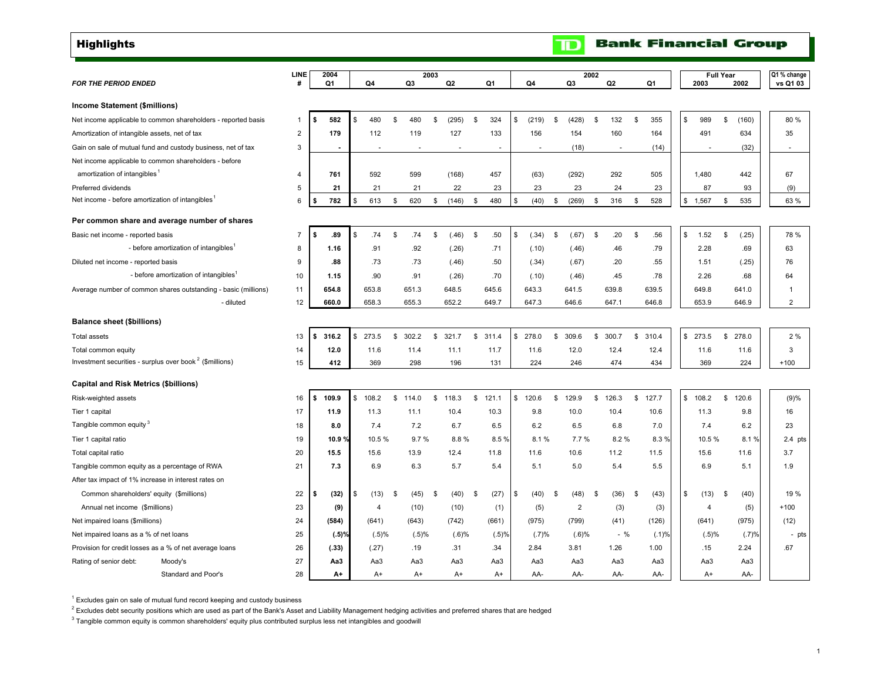# Highlights

TD Bank Financial Group

| FOR THE PERIOD ENDED | LINE # | 2004 Q1 | 2003 Q4 | 2003 Q3 | 2003 Q2 | 2003 Q1 | 2002 Q4 | 2002 Q3 | 2002 Q2 | 2002 Q1 | Full Year 2003 | Full Year 2002 | Q1 % change vs Q1 03 |
|---|---|---|---|---|---|---|---|---|---|---|---|---|---|
| **Income Statement ($millions)** | | | | | | | | | | | | | |
| Net income applicable to common shareholders - reported basis | 1 | $ 582 | $ 480 | $ 480 | $ (295) | $ 324 | $ (219) | $ (428) | $ 132 | $ 355 | $ 989 | $ (160) | 80 % |
| Amortization of intangible assets, net of tax | 2 | 179 | 112 | 119 | 127 | 133 | 156 | 154 | 160 | 164 | 491 | 634 | 35 |
| Gain on sale of mutual fund and custody business, net of tax | 3 | - | - | - | - | - | - | (18) | - | (14) | - | (32) | - |
| Net income applicable to common shareholders - before amortization of intangibles[1] | 4 | 761 | 592 | 599 | (168) | 457 | (63) | (292) | 292 | 505 | 1,480 | 442 | 67 |
| Preferred dividends | 5 | 21 | 21 | 21 | 22 | 23 | 23 | 23 | 24 | 23 | 87 | 93 | (9) |
| Net income - before amortization of intangibles[1] | 6 | $ 782 | $ 613 | $ 620 | $ (146) | $ 480 | $ (40) | $ (269) | $ 316 | $ 528 | $ 1,567 | $ 535 | 63 % |
| **Per common share and average number of shares** | | | | | | | | | | | | | |
| Basic net income - reported basis | 7 | $ .89 | $ .74 | $ .74 | $ (.46) | $ .50 | $ (.34) | $ (.67) | $ .20 | $ .56 | $ 1.52 | $ (.25) | 78 % |
| - before amortization of intangibles[1] | 8 | 1.16 | .91 | .92 | (.26) | .71 | (.10) | (.46) | .46 | .79 | 2.28 | .69 | 63 |
| Diluted net income - reported basis | 9 | .88 | .73 | .73 | (.46) | .50 | (.34) | (.67) | .20 | .55 | 1.51 | (.25) | 76 |
| - before amortization of intangibles[1] | 10 | 1.15 | .90 | .91 | (.26) | .70 | (.10) | (.46) | .45 | .78 | 2.26 | .68 | 64 |
| Average number of common shares outstanding - basic (millions) | 11 | 654.8 | 653.8 | 651.3 | 648.5 | 645.6 | 643.3 | 641.5 | 639.8 | 639.5 | 649.8 | 641.0 | 1 |
| - diluted | 12 | 660.0 | 658.3 | 655.3 | 652.2 | 649.7 | 647.3 | 646.6 | 647.1 | 646.8 | 653.9 | 646.9 | 2 |
| **Balance sheet ($billions)** | | | | | | | | | | | | | |
| Total assets | 13 | $ 316.2 | $ 273.5 | $ 302.2 | $ 321.7 | $ 311.4 | $ 278.0 | $ 309.6 | $ 300.7 | $ 310.4 | $ 273.5 | $ 278.0 | 2 % |
| Total common equity | 14 | 12.0 | 11.6 | 11.4 | 11.1 | 11.7 | 11.6 | 12.0 | 12.4 | 12.4 | 11.6 | 11.6 | 3 |
| Investment securities - surplus over book[2] ($millions) | 15 | 412 | 369 | 298 | 196 | 131 | 224 | 246 | 474 | 434 | 369 | 224 | +100 |
| **Capital and Risk Metrics ($billions)** | | | | | | | | | | | | | |
| Risk-weighted assets | 16 | $ 109.9 | $ 108.2 | $ 114.0 | $ 118.3 | $ 121.1 | $ 120.6 | $ 129.9 | $ 126.3 | $ 127.7 | $ 108.2 | $ 120.6 | (9)% |
| Tier 1 capital | 17 | 11.9 | 11.3 | 11.1 | 10.4 | 10.3 | 9.8 | 10.0 | 10.4 | 10.6 | 11.3 | 9.8 | 16 |
| Tangible common equity[3] | 18 | 8.0 | 7.4 | 7.2 | 6.7 | 6.5 | 6.2 | 6.5 | 6.8 | 7.0 | 7.4 | 6.2 | 23 |
| Tier 1 capital ratio | 19 | 10.9 % | 10.5 % | 9.7 % | 8.8 % | 8.5 % | 8.1 % | 7.7 % | 8.2 % | 8.3 % | 10.5 % | 8.1 % | 2.4 pts |
| Total capital ratio | 20 | 15.5 | 15.6 | 13.9 | 12.4 | 11.8 | 11.6 | 10.6 | 11.2 | 11.5 | 15.6 | 11.6 | 3.7 |
| Tangible common equity as a percentage of RWA | 21 | 7.3 | 6.9 | 6.3 | 5.7 | 5.4 | 5.1 | 5.0 | 5.4 | 5.5 | 6.9 | 5.1 | 1.9 |
| After tax impact of 1% increase in interest rates on | | | | | | | | | | | | | |
| Common shareholders' equity ($millions) | 22 | $ (32) | $ (13) | $ (45) | $ (40) | $ (27) | $ (40) | $ (48) | $ (36) | $ (43) | $ (13) | $ (40) | 19 % |
| Annual net income ($millions) | 23 | (9) | 4 | (10) | (10) | (1) | (5) | 2 | (3) | (3) | 4 | (5) | +100 |
| Net impaired loans ($millions) | 24 | (584) | (641) | (643) | (742) | (661) | (975) | (799) | (41) | (126) | (641) | (975) | (12) |
| Net impaired loans as a % of net loans | 25 | (.5)% | (.5)% | (.5)% | (.6)% | (.5)% | (.7)% | (.6)% | - % | (.1)% | (.5)% | (.7)% | - pts |
| Provision for credit losses as a % of net average loans | 26 | (.33) | (.27) | .19 | .31 | .34 | 2.84 | 3.81 | 1.26 | 1.00 | .15 | 2.24 | .67 |
| Rating of senior debt: Moody's | 27 | Aa3 | Aa3 | Aa3 | Aa3 | Aa3 | Aa3 | Aa3 | Aa3 | Aa3 | Aa3 | Aa3 | |
| Standard and Poor's | 28 | A+ | A+ | A+ | A+ | A+ | AA- | AA- | AA- | AA- | A+ | AA- | |

[1] Excludes gain on sale of mutual fund record keeping and custody business

[2] Excludes debt security positions which are used as part of the Bank's Asset and Liability Management hedging activities and preferred shares that are hedged

[3] Tangible common equity is common shareholders' equity plus contributed surplus less net intangibles and goodwill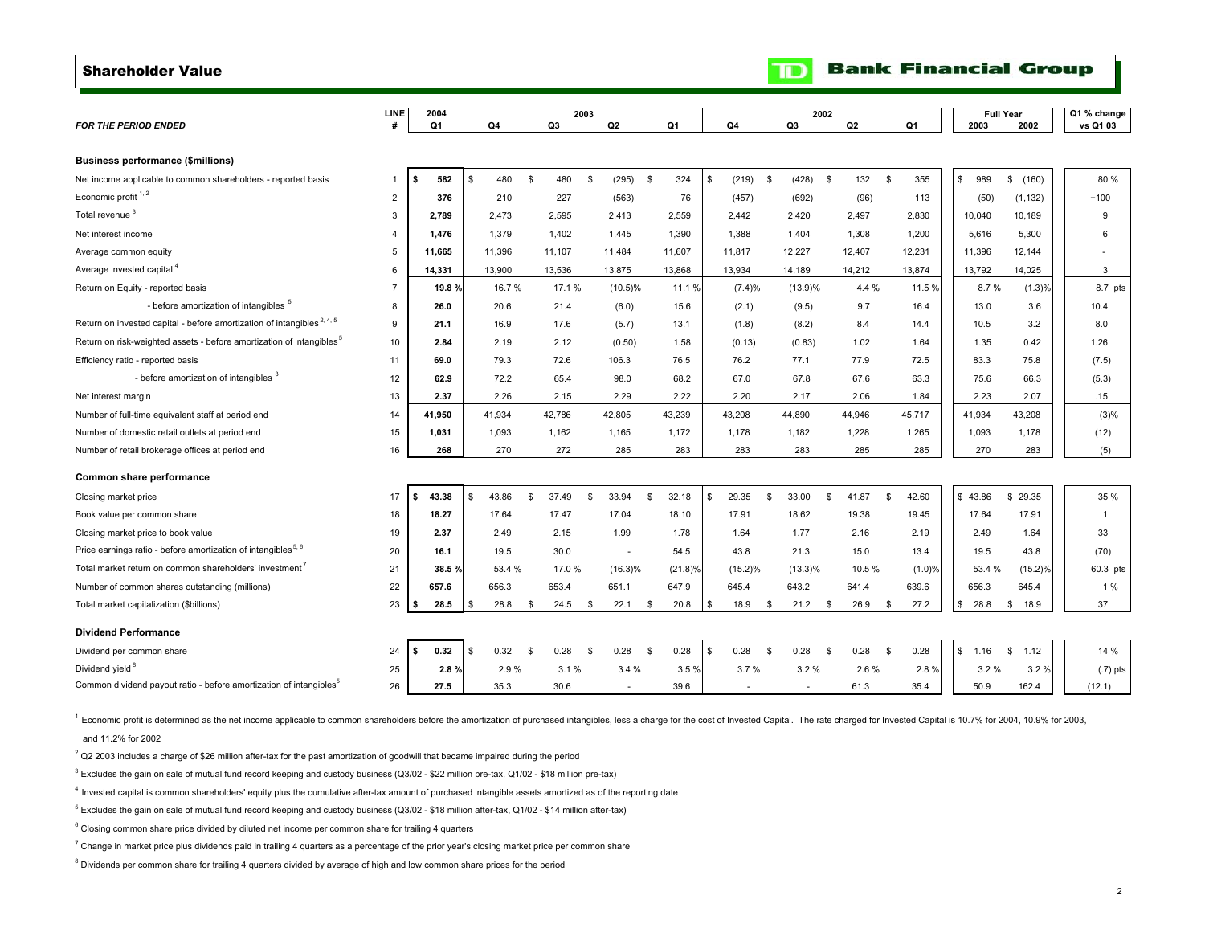## Shareholder Value

**TD Bank Financial Group**

| *FOR THE PERIOD ENDED* | LINE # | 2004 Q1 | 2003 Q4 | 2003 Q3 | 2003 Q2 | 2003 Q1 | 2002 Q4 | 2002 Q3 | 2002 Q2 | 2002 Q1 | Full Year 2003 | Full Year 2002 | Q1 % change vs Q1 03 |
|---|---|---|---|---|---|---|---|---|---|---|---|---|---|
| **Business performance ($millions)** | | | | | | | | | | | | | |
| Net income applicable to common shareholders - reported basis | 1 | **$ 582** | $ 480 | $ 480 | $ (295) | $ 324 | $ (219) | $ (428) | $ 132 | $ 355 | $ 989 | $ (160) | 80 % |
| Economic profit [1, 2] | 2 | **376** | 210 | 227 | (563) | 76 | (457) | (692) | (96) | 113 | (50) | (1,132) | +100 |
| Total revenue [3] | 3 | **2,789** | 2,473 | 2,595 | 2,413 | 2,559 | 2,442 | 2,420 | 2,497 | 2,830 | 10,040 | 10,189 | 9 |
| Net interest income | 4 | **1,476** | 1,379 | 1,402 | 1,445 | 1,390 | 1,388 | 1,404 | 1,308 | 1,200 | 5,616 | 5,300 | 6 |
| Average common equity | 5 | **11,665** | 11,396 | 11,107 | 11,484 | 11,607 | 11,817 | 12,227 | 12,407 | 12,231 | 11,396 | 12,144 | - |
| Average invested capital [4] | 6 | **14,331** | 13,900 | 13,536 | 13,875 | 13,868 | 13,934 | 14,189 | 14,212 | 13,874 | 13,792 | 14,025 | 3 |
| Return on Equity - reported basis | 7 | **19.8 %** | 16.7 % | 17.1 % | (10.5)% | 11.1 % | (7.4)% | (13.9)% | 4.4 % | 11.5 % | 8.7 % | (1.3)% | 8.7 pts |
| - before amortization of intangibles [5] | 8 | **26.0** | 20.6 | 21.4 | (6.0) | 15.6 | (2.1) | (9.5) | 9.7 | 16.4 | 13.0 | 3.6 | 10.4 |
| Return on invested capital - before amortization of intangibles [2, 4, 5] | 9 | **21.1** | 16.9 | 17.6 | (5.7) | 13.1 | (1.8) | (8.2) | 8.4 | 14.4 | 10.5 | 3.2 | 8.0 |
| Return on risk-weighted assets - before amortization of intangibles [5] | 10 | **2.84** | 2.19 | 2.12 | (0.50) | 1.58 | (0.13) | (0.83) | 1.02 | 1.64 | 1.35 | 0.42 | 1.26 |
| Efficiency ratio - reported basis | 11 | **69.0** | 79.3 | 72.6 | 106.3 | 76.5 | 76.2 | 77.1 | 77.9 | 72.5 | 83.3 | 75.8 | (7.5) |
| - before amortization of intangibles [3] | 12 | **62.9** | 72.2 | 65.4 | 98.0 | 68.2 | 67.0 | 67.8 | 67.6 | 63.3 | 75.6 | 66.3 | (5.3) |
| Net interest margin | 13 | **2.37** | 2.26 | 2.15 | 2.29 | 2.22 | 2.20 | 2.17 | 2.06 | 1.84 | 2.23 | 2.07 | .15 |
| Number of full-time equivalent staff at period end | 14 | **41,950** | 41,934 | 42,786 | 42,805 | 43,239 | 43,208 | 44,890 | 44,946 | 45,717 | 41,934 | 43,208 | (3)% |
| Number of domestic retail outlets at period end | 15 | **1,031** | 1,093 | 1,162 | 1,165 | 1,172 | 1,178 | 1,182 | 1,228 | 1,265 | 1,093 | 1,178 | (12) |
| Number of retail brokerage offices at period end | 16 | **268** | 270 | 272 | 285 | 283 | 283 | 283 | 285 | 285 | 270 | 283 | (5) |
| **Common share performance** | | | | | | | | | | | | | |
| Closing market price | 17 | **$ 43.38** | $ 43.86 | $ 37.49 | $ 33.94 | $ 32.18 | $ 29.35 | $ 33.00 | $ 41.87 | $ 42.60 | $ 43.86 | $ 29.35 | 35 % |
| Book value per common share | 18 | **18.27** | 17.64 | 17.47 | 17.04 | 18.10 | 17.91 | 18.62 | 19.38 | 19.45 | 17.64 | 17.91 | 1 |
| Closing market price to book value | 19 | **2.37** | 2.49 | 2.15 | 1.99 | 1.78 | 1.64 | 1.77 | 2.16 | 2.19 | 2.49 | 1.64 | 33 |
| Price earnings ratio - before amortization of intangibles [5, 6] | 20 | **16.1** | 19.5 | 30.0 | - | 54.5 | 43.8 | 21.3 | 15.0 | 13.4 | 19.5 | 43.8 | (70) |
| Total market return on common shareholders' investment [7] | 21 | **38.5 %** | 53.4 % | 17.0 % | (16.3)% | (21.8)% | (15.2)% | (13.3)% | 10.5 % | (1.0)% | 53.4 % | (15.2)% | 60.3 pts |
| Number of common shares outstanding (millions) | 22 | **657.6** | 656.3 | 653.4 | 651.1 | 647.9 | 645.4 | 643.2 | 641.4 | 639.6 | 656.3 | 645.4 | 1 % |
| Total market capitalization ($billions) | 23 | **$ 28.5** | $ 28.8 | $ 24.5 | $ 22.1 | $ 20.8 | $ 18.9 | $ 21.2 | $ 26.9 | $ 27.2 | $ 28.8 | $ 18.9 | 37 |
| **Dividend Performance** | | | | | | | | | | | | | |
| Dividend per common share | 24 | **$ 0.32** | $ 0.32 | $ 0.28 | $ 0.28 | $ 0.28 | $ 0.28 | $ 0.28 | $ 0.28 | $ 0.28 | $ 1.16 | $ 1.12 | 14 % |
| Dividend yield [8] | 25 | **2.8 %** | 2.9 % | 3.1 % | 3.4 % | 3.5 % | 3.7 % | 3.2 % | 2.6 % | 2.8 % | 3.2 % | 3.2 % | (.7) pts |
| Common dividend payout ratio - before amortization of intangibles [5] | 26 | **27.5** | 35.3 | 30.6 | - | 39.6 | - | - | 61.3 | 35.4 | 50.9 | 162.4 | (12.1) |

[1] Economic profit is determined as the net income applicable to common shareholders before the amortization of purchased intangibles, less a charge for the cost of Invested Capital. The rate charged for Invested Capital is 10.7% for 2004, 10.9% for 2003, and 11.2% for 2002

[2] Q2 2003 includes a charge of $26 million after-tax for the past amortization of goodwill that became impaired during the period

[3] Excludes the gain on sale of mutual fund record keeping and custody business (Q3/02 - $22 million pre-tax, Q1/02 - $18 million pre-tax)

[4] Invested capital is common shareholders' equity plus the cumulative after-tax amount of purchased intangible assets amortized as of the reporting date

[5] Excludes the gain on sale of mutual fund record keeping and custody business (Q3/02 - $18 million after-tax, Q1/02 - $14 million after-tax)

[6] Closing common share price divided by diluted net income per common share for trailing 4 quarters

[7] Change in market price plus dividends paid in trailing 4 quarters as a percentage of the prior year's closing market price per common share

[8] Dividends per common share for trailing 4 quarters divided by average of high and low common share prices for the period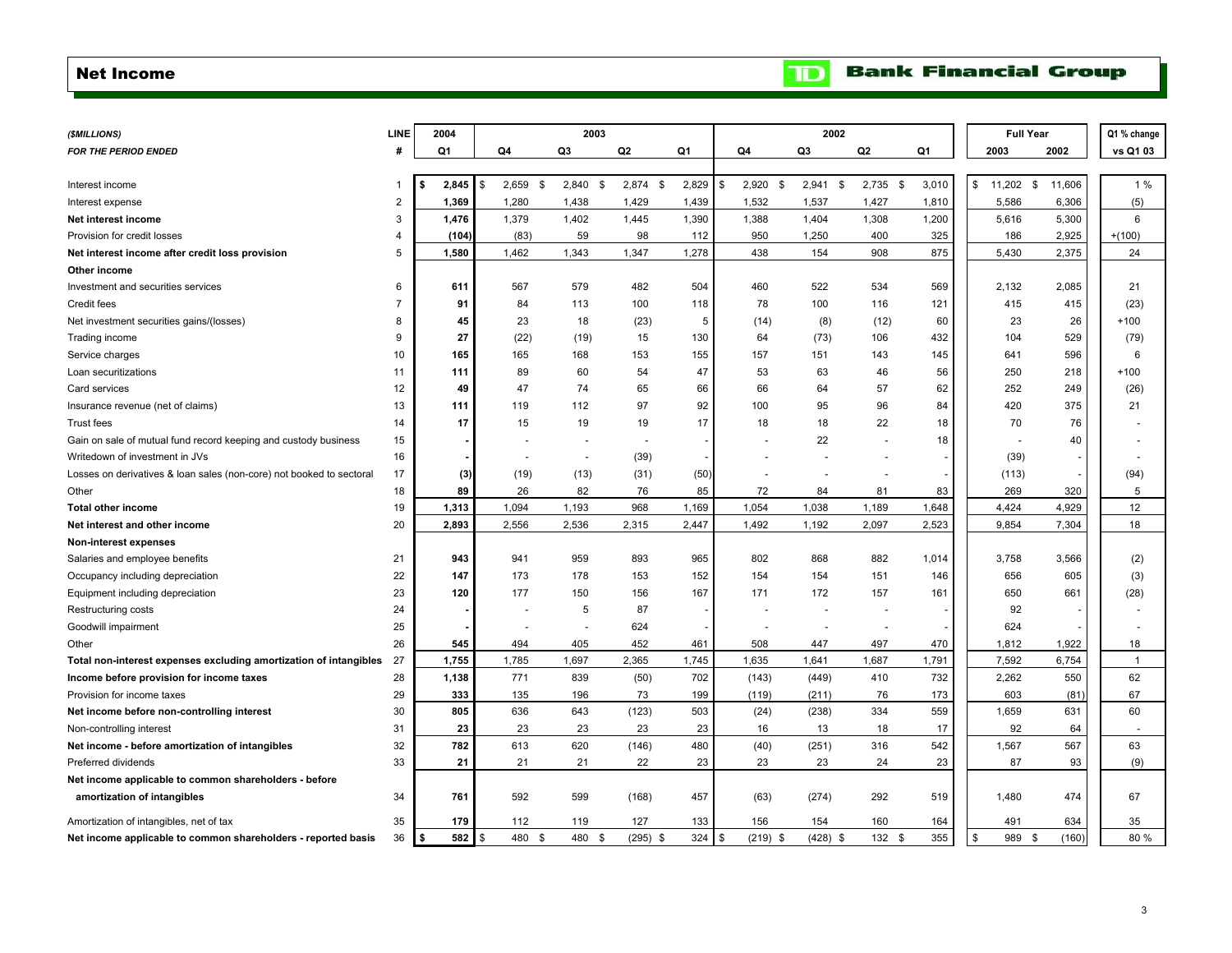# Net Income

**TD Bank Financial Group**

| *($MILLIONS)* | LINE | 2004 | 2003 | | | | 2002 | | | | Full Year | | Q1 % change |
|---|---|---|---|---|---|---|---|---|---|---|---|---|---|
| *FOR THE PERIOD ENDED* | # | Q1 | Q4 | Q3 | Q2 | Q1 | Q4 | Q3 | Q2 | Q1 | 2003 | 2002 | vs Q1 03 |
| Interest income | 1 | **$ 2,845** | $ 2,659 | $ 2,840 | $ 2,874 | $ 2,829 | $ 2,920 | $ 2,941 | $ 2,735 | $ 3,010 | $ 11,202 | $ 11,606 | 1 % |
| Interest expense | 2 | **1,369** | 1,280 | 1,438 | 1,429 | 1,439 | 1,532 | 1,537 | 1,427 | 1,810 | 5,586 | 6,306 | (5) |
| **Net interest income** | 3 | **1,476** | 1,379 | 1,402 | 1,445 | 1,390 | 1,388 | 1,404 | 1,308 | 1,200 | 5,616 | 5,300 | 6 |
| Provision for credit losses | 4 | **(104)** | (83) | 59 | 98 | 112 | 950 | 1,250 | 400 | 325 | 186 | 2,925 | +(100) |
| **Net interest income after credit loss provision** | 5 | **1,580** | 1,462 | 1,343 | 1,347 | 1,278 | 438 | 154 | 908 | 875 | 5,430 | 2,375 | 24 |
| **Other income** | | | | | | | | | | | | | |
| Investment and securities services | 6 | **611** | 567 | 579 | 482 | 504 | 460 | 522 | 534 | 569 | 2,132 | 2,085 | 21 |
| Credit fees | 7 | **91** | 84 | 113 | 100 | 118 | 78 | 100 | 116 | 121 | 415 | 415 | (23) |
| Net investment securities gains/(losses) | 8 | **45** | 23 | 18 | (23) | 5 | (14) | (8) | (12) | 60 | 23 | 26 | +100 |
| Trading income | 9 | **27** | (22) | (19) | 15 | 130 | 64 | (73) | 106 | 432 | 104 | 529 | (79) |
| Service charges | 10 | **165** | 165 | 168 | 153 | 155 | 157 | 151 | 143 | 145 | 641 | 596 | 6 |
| Loan securitizations | 11 | **111** | 89 | 60 | 54 | 47 | 53 | 63 | 46 | 56 | 250 | 218 | +100 |
| Card services | 12 | **49** | 47 | 74 | 65 | 66 | 66 | 64 | 57 | 62 | 252 | 249 | (26) |
| Insurance revenue (net of claims) | 13 | **111** | 119 | 112 | 97 | 92 | 100 | 95 | 96 | 84 | 420 | 375 | 21 |
| Trust fees | 14 | **17** | 15 | 19 | 19 | 17 | 18 | 18 | 22 | 18 | 70 | 76 | - |
| Gain on sale of mutual fund record keeping and custody business | 15 | **-** | - | - | - | - | - | 22 | - | 18 | - | 40 | - |
| Writedown of investment in JVs | 16 | **-** | - | - | (39) | - | - | - | - | - | (39) | - | - |
| Losses on derivatives & loan sales (non-core) not booked to sectoral | 17 | **(3)** | (19) | (13) | (31) | (50) | - | - | - | - | (113) | - | (94) |
| Other | 18 | **89** | 26 | 82 | 76 | 85 | 72 | 84 | 81 | 83 | 269 | 320 | 5 |
| **Total other income** | 19 | **1,313** | 1,094 | 1,193 | 968 | 1,169 | 1,054 | 1,038 | 1,189 | 1,648 | 4,424 | 4,929 | 12 |
| **Net interest and other income** | 20 | **2,893** | 2,556 | 2,536 | 2,315 | 2,447 | 1,492 | 1,192 | 2,097 | 2,523 | 9,854 | 7,304 | 18 |
| **Non-interest expenses** | | | | | | | | | | | | | |
| Salaries and employee benefits | 21 | **943** | 941 | 959 | 893 | 965 | 802 | 868 | 882 | 1,014 | 3,758 | 3,566 | (2) |
| Occupancy including depreciation | 22 | **147** | 173 | 178 | 153 | 152 | 154 | 154 | 151 | 146 | 656 | 605 | (3) |
| Equipment including depreciation | 23 | **120** | 177 | 150 | 156 | 167 | 171 | 172 | 157 | 161 | 650 | 661 | (28) |
| Restructuring costs | 24 | **-** | - | 5 | 87 | - | - | - | - | - | 92 | - | - |
| Goodwill impairment | 25 | **-** | - | - | 624 | - | - | - | - | - | 624 | - | - |
| Other | 26 | **545** | 494 | 405 | 452 | 461 | 508 | 447 | 497 | 470 | 1,812 | 1,922 | 18 |
| **Total non-interest expenses excluding amortization of intangibles** | 27 | **1,755** | 1,785 | 1,697 | 2,365 | 1,745 | 1,635 | 1,641 | 1,687 | 1,791 | 7,592 | 6,754 | 1 |
| **Income before provision for income taxes** | 28 | **1,138** | 771 | 839 | (50) | 702 | (143) | (449) | 410 | 732 | 2,262 | 550 | 62 |
| Provision for income taxes | 29 | **333** | 135 | 196 | 73 | 199 | (119) | (211) | 76 | 173 | 603 | (81) | 67 |
| **Net income before non-controlling interest** | 30 | **805** | 636 | 643 | (123) | 503 | (24) | (238) | 334 | 559 | 1,659 | 631 | 60 |
| Non-controlling interest | 31 | **23** | 23 | 23 | 23 | 23 | 16 | 13 | 18 | 17 | 92 | 64 | - |
| **Net income - before amortization of intangibles** | 32 | **782** | 613 | 620 | (146) | 480 | (40) | (251) | 316 | 542 | 1,567 | 567 | 63 |
| Preferred dividends | 33 | **21** | 21 | 21 | 22 | 23 | 23 | 23 | 24 | 23 | 87 | 93 | (9) |
| **Net income applicable to common shareholders - before amortization of intangibles** | 34 | **761** | 592 | 599 | (168) | 457 | (63) | (274) | 292 | 519 | 1,480 | 474 | 67 |
| Amortization of intangibles, net of tax | 35 | **179** | 112 | 119 | 127 | 133 | 156 | 154 | 160 | 164 | 491 | 634 | 35 |
| **Net income applicable to common shareholders - reported basis** | 36 | **$ 582** | $ 480 | $ 480 | $ (295) | $ 324 | $ (219) | $ (428) | $ 132 | $ 355 | $ 989 | $ (160) | 80 % |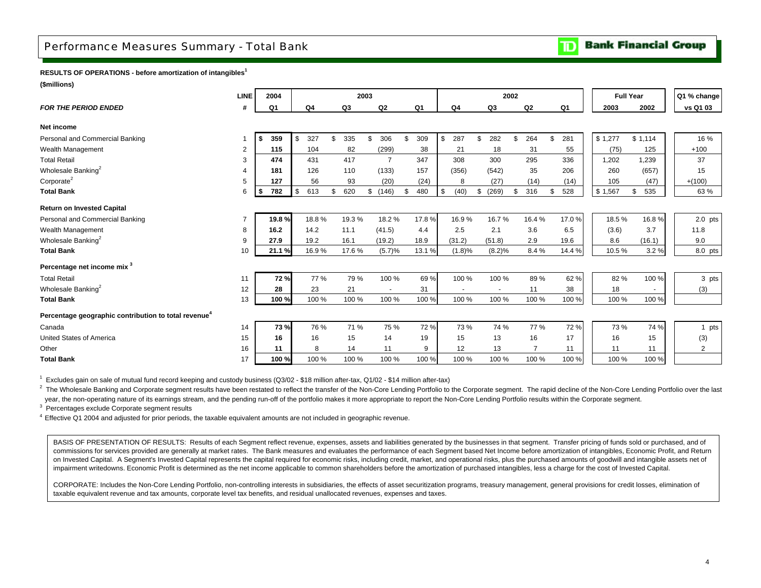# Performance Measures Summary - Total Bank

**RESULTS OF OPERATIONS - before amortization of intangibles[1]**

**($millions)**

| *FOR THE PERIOD ENDED* | LINE # | 2004 Q1 | 2003 Q4 | 2003 Q3 | 2003 Q2 | 2003 Q1 | 2002 Q4 | 2002 Q3 | 2002 Q2 | 2002 Q1 | Full Year 2003 | Full Year 2002 | Q1 % change vs Q1 03 |
|---|---|---|---|---|---|---|---|---|---|---|---|---|---|
| **Net income** | | | | | | | | | | | | | |
| Personal and Commercial Banking | 1 | **$ 359** | $ 327 | $ 335 | $ 306 | $ 309 | $ 287 | $ 282 | $ 264 | $ 281 | $ 1,277 | $ 1,114 | 16 % |
| Wealth Management | 2 | **115** | 104 | 82 | (299) | 38 | 21 | 18 | 31 | 55 | (75) | 125 | +100 |
| Total Retail | 3 | **474** | 431 | 417 | 7 | 347 | 308 | 300 | 295 | 336 | 1,202 | 1,239 | 37 |
| Wholesale Banking[2] | 4 | **181** | 126 | 110 | (133) | 157 | (356) | (542) | 35 | 206 | 260 | (657) | 15 |
| Corporate[2] | 5 | **127** | 56 | 93 | (20) | (24) | 8 | (27) | (14) | (14) | 105 | (47) | +(100) |
| **Total Bank** | 6 | **$ 782** | $ 613 | $ 620 | $ (146) | $ 480 | $ (40) | $ (269) | $ 316 | $ 528 | $ 1,567 | $ 535 | 63 % |
| **Return on Invested Capital** | | | | | | | | | | | | | |
| Personal and Commercial Banking | 7 | **19.8 %** | 18.8 % | 19.3 % | 18.2 % | 17.8 % | 16.9 % | 16.7 % | 16.4 % | 17.0 % | 18.5 % | 16.8 % | 2.0 pts |
| Wealth Management | 8 | **16.2** | 14.2 | 11.1 | (41.5) | 4.4 | 2.5 | 2.1 | 3.6 | 6.5 | (3.6) | 3.7 | 11.8 |
| Wholesale Banking[2] | 9 | **27.9** | 19.2 | 16.1 | (19.2) | 18.9 | (31.2) | (51.8) | 2.9 | 19.6 | 8.6 | (16.1) | 9.0 |
| **Total Bank** | 10 | **21.1 %** | 16.9 % | 17.6 % | (5.7)% | 13.1 % | (1.8)% | (8.2)% | 8.4 % | 14.4 % | 10.5 % | 3.2 % | 8.0 pts |
| **Percentage net income mix[3]** | | | | | | | | | | | | | |
| Total Retail | 11 | **72 %** | 77 % | 79 % | 100 % | 69 % | 100 % | 100 % | 89 % | 62 % | 82 % | 100 % | 3 pts |
| Wholesale Banking[2] | 12 | **28** | 23 | 21 | - | 31 | - | - | 11 | 38 | 18 | - | (3) |
| **Total Bank** | 13 | **100 %** | 100 % | 100 % | 100 % | 100 % | 100 % | 100 % | 100 % | 100 % | 100 % | 100 % | |
| **Percentage geographic contribution to total revenue[4]** | | | | | | | | | | | | | |
| Canada | 14 | **73 %** | 76 % | 71 % | 75 % | 72 % | 73 % | 74 % | 77 % | 72 % | 73 % | 74 % | 1 pts |
| United States of America | 15 | **16** | 16 | 15 | 14 | 19 | 15 | 13 | 16 | 17 | 16 | 15 | (3) |
| Other | 16 | **11** | 8 | 14 | 11 | 9 | 12 | 13 | 7 | 11 | 11 | 11 | 2 |
| **Total Bank** | 17 | **100 %** | 100 % | 100 % | 100 % | 100 % | 100 % | 100 % | 100 % | 100 % | 100 % | 100 % | |

[1] Excludes gain on sale of mutual fund record keeping and custody business (Q3/02 - $18 million after-tax, Q1/02 - $14 million after-tax)

[2] The Wholesale Banking and Corporate segment results have been restated to reflect the transfer of the Non-Core Lending Portfolio to the Corporate segment. The rapid decline of the Non-Core Lending Portfolio over the last year, the non-operating nature of its earnings stream, and the pending run-off of the portfolio makes it more appropriate to report the Non-Core Lending Portfolio results within the Corporate segment.

[3] Percentages exclude Corporate segment results

[4] Effective Q1 2004 and adjusted for prior periods, the taxable equivalent amounts are not included in geographic revenue.

BASIS OF PRESENTATION OF RESULTS: Results of each Segment reflect revenue, expenses, assets and liabilities generated by the businesses in that segment. Transfer pricing of funds sold or purchased, and of commissions for services provided are generally at market rates. The Bank measures and evaluates the performance of each Segment based Net Income before amortization of intangibles, Economic Profit, and Return on Invested Capital. A Segment's Invested Capital represents the capital required for economic risks, including credit, market, and operational risks, plus the purchased amounts of goodwill and intangible assets net of impairment writedowns. Economic Profit is determined as the net income applicable to common shareholders before the amortization of purchased intangibles, less a charge for the cost of Invested Capital.

CORPORATE: Includes the Non-Core Lending Portfolio, non-controlling interests in subsidiaries, the effects of asset securitization programs, treasury management, general provisions for credit losses, elimination of taxable equivalent revenue and tax amounts, corporate level tax benefits, and residual unallocated revenues, expenses and taxes.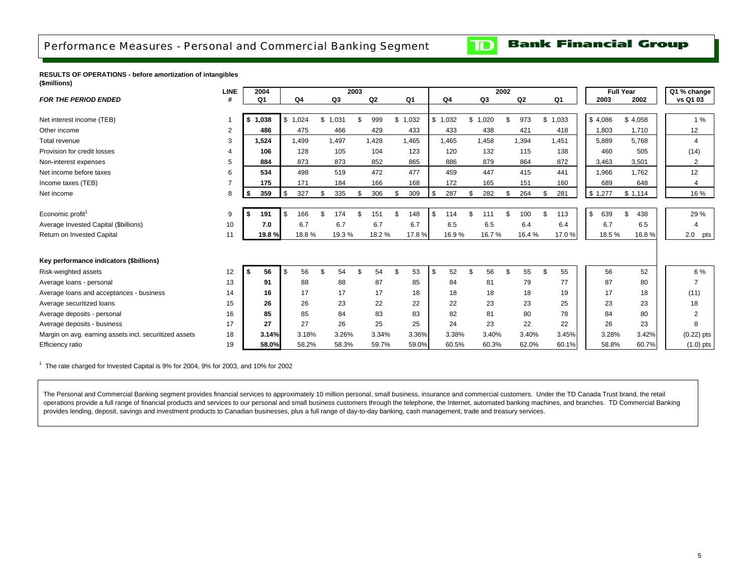# Performance Measures - Personal and Commercial Banking Segment

**RESULTS OF OPERATIONS - before amortization of intangibles**
**($millions)**

| *FOR THE PERIOD ENDED* | LINE # | 2004 Q1 | 2003 Q4 | 2003 Q3 | 2003 Q2 | 2003 Q1 | 2002 Q4 | 2002 Q3 | 2002 Q2 | 2002 Q1 | Full Year 2003 | Full Year 2002 | Q1 % change vs Q1 03 |
|---|---|---|---|---|---|---|---|---|---|---|---|---|---|
| Net interest income (TEB) | 1 | **$ 1,038** | $ 1,024 | $ 1,031 | $ 999 | $ 1,032 | $ 1,032 | $ 1,020 | $ 973 | $ 1,033 | $ 4,086 | $ 4,058 | 1 % |
| Other income | 2 | **486** | 475 | 466 | 429 | 433 | 433 | 438 | 421 | 418 | 1,803 | 1,710 | 12 |
| Total revenue | 3 | **1,524** | 1,499 | 1,497 | 1,428 | 1,465 | 1,465 | 1,458 | 1,394 | 1,451 | 5,889 | 5,768 | 4 |
| Provision for credit losses | 4 | **106** | 128 | 105 | 104 | 123 | 120 | 132 | 115 | 138 | 460 | 505 | (14) |
| Non-interest expenses | 5 | **884** | 873 | 873 | 852 | 865 | 886 | 879 | 864 | 872 | 3,463 | 3,501 | 2 |
| Net income before taxes | 6 | **534** | 498 | 519 | 472 | 477 | 459 | 447 | 415 | 441 | 1,966 | 1,762 | 12 |
| Income taxes (TEB) | 7 | **175** | 171 | 184 | 166 | 168 | 172 | 165 | 151 | 160 | 689 | 648 | 4 |
| Net income | 8 | **$ 359** | $ 327 | $ 335 | $ 306 | $ 309 | $ 287 | $ 282 | $ 264 | $ 281 | $ 1,277 | $ 1,114 | 16 % |
| Economic profit[1] | 9 | **$ 191** | $ 166 | $ 174 | $ 151 | $ 148 | $ 114 | $ 111 | $ 100 | $ 113 | $ 639 | $ 438 | 29 % |
| Average Invested Capital ($billions) | 10 | **7.0** | 6.7 | 6.7 | 6.7 | 6.7 | 6.5 | 6.5 | 6.4 | 6.4 | 6.7 | 6.5 | 4 |
| Return on Invested Capital | 11 | **19.8 %** | 18.8 % | 19.3 % | 18.2 % | 17.8 % | 16.9 % | 16.7 % | 16.4 % | 17.0 % | 18.5 % | 16.8 % | 2.0 pts |
| **Key performance indicators ($billions)** | | | | | | | | | | | | | |
| Risk-weighted assets | 12 | **$ 56** | $ 56 | $ 54 | $ 54 | $ 53 | $ 52 | $ 56 | $ 55 | $ 55 | 56 | 52 | 6 % |
| Average loans - personal | 13 | **91** | 88 | 88 | 87 | 85 | 84 | 81 | 79 | 77 | 87 | 80 | 7 |
| Average loans and acceptances - business | 14 | **16** | 17 | 17 | 17 | 18 | 18 | 18 | 18 | 19 | 17 | 18 | (11) |
| Average securitized loans | 15 | **26** | 26 | 23 | 22 | 22 | 22 | 23 | 23 | 25 | 23 | 23 | 18 |
| Average deposits - personal | 16 | **85** | 85 | 84 | 83 | 83 | 82 | 81 | 80 | 78 | 84 | 80 | 2 |
| Average deposits - business | 17 | **27** | 27 | 26 | 25 | 25 | 24 | 23 | 22 | 22 | 26 | 23 | 8 |
| Margin on avg. earning assets incl. securitized assets | 18 | **3.14%** | 3.18% | 3.26% | 3.34% | 3.36% | 3.38% | 3.40% | 3.40% | 3.45% | 3.28% | 3.42% | (0.22) pts |
| Efficiency ratio | 19 | **58.0%** | 58.2% | 58.3% | 59.7% | 59.0% | 60.5% | 60.3% | 62.0% | 60.1% | 58.8% | 60.7% | (1.0) pts |

[1] The rate charged for Invested Capital is 9% for 2004, 9% for 2003, and 10% for 2002

The Personal and Commercial Banking segment provides financial services to approximately 10 million personal, small business, insurance and commercial customers. Under the TD Canada Trust brand, the retail operations provide a full range of financial products and services to our personal and small business customers through the telephone, the Internet, automated banking machines, and branches. TD Commercial Banking provides lending, deposit, savings and investment products to Canadian businesses, plus a full range of day-to-day banking, cash management, trade and treasury services.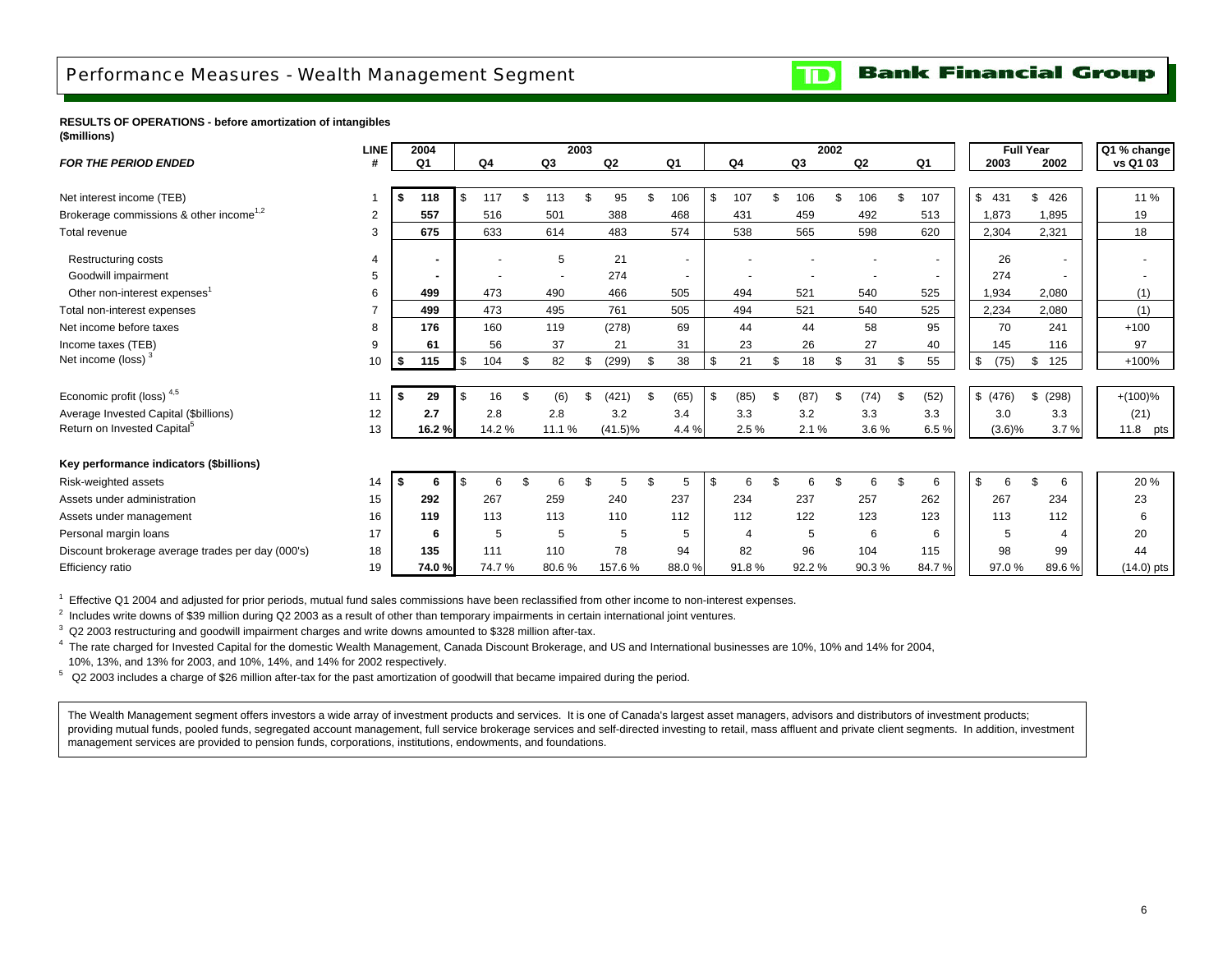# Performance Measures - Wealth Management Segment

**RESULTS OF OPERATIONS - before amortization of intangibles**
**($millions)**

| *FOR THE PERIOD ENDED* | LINE # | 2004 Q1 | 2003 Q4 | 2003 Q3 | 2003 Q2 | 2003 Q1 | 2002 Q4 | 2002 Q3 | 2002 Q2 | 2002 Q1 | Full Year 2003 | Full Year 2002 | Q1 % change vs Q1 03 |
|---|---|---|---|---|---|---|---|---|---|---|---|---|---|
| Net interest income (TEB) | 1 | **$ 118** | $ 117 | $ 113 | $ 95 | $ 106 | $ 107 | $ 106 | $ 106 | $ 107 | $ 431 | $ 426 | 11 % |
| Brokerage commissions & other income[1,2] | 2 | **557** | 516 | 501 | 388 | 468 | 431 | 459 | 492 | 513 | 1,873 | 1,895 | 19 |
| Total revenue | 3 | **675** | 633 | 614 | 483 | 574 | 538 | 565 | 598 | 620 | 2,304 | 2,321 | 18 |
| Restructuring costs | 4 | **-** | - | 5 | 21 | - | - | - | - | - | 26 | - | - |
| Goodwill impairment | 5 | **-** | - | - | 274 | - | - | - | - | - | 274 | - | - |
| Other non-interest expenses[1] | 6 | **499** | 473 | 490 | 466 | 505 | 494 | 521 | 540 | 525 | 1,934 | 2,080 | (1) |
| Total non-interest expenses | 7 | **499** | 473 | 495 | 761 | 505 | 494 | 521 | 540 | 525 | 2,234 | 2,080 | (1) |
| Net income before taxes | 8 | **176** | 160 | 119 | (278) | 69 | 44 | 44 | 58 | 95 | 70 | 241 | +100 |
| Income taxes (TEB) | 9 | **61** | 56 | 37 | 21 | 31 | 23 | 26 | 27 | 40 | 145 | 116 | 97 |
| Net income (loss) [3] | 10 | **$ 115** | $ 104 | $ 82 | $ (299) | $ 38 | $ 21 | $ 18 | $ 31 | $ 55 | $ (75) | $ 125 | +100% |
| Economic profit (loss) [4,5] | 11 | **$ 29** | $ 16 | $ (6) | $ (421) | $ (65) | $ (85) | $ (87) | $ (74) | $ (52) | $ (476) | $ (298) | +(100)% |
| Average Invested Capital ($billions) | 12 | **2.7** | 2.8 | 2.8 | 3.2 | 3.4 | 3.3 | 3.2 | 3.3 | 3.3 | 3.0 | 3.3 | (21) |
| Return on Invested Capital[5] | 13 | **16.2 %** | 14.2 % | 11.1 % | (41.5)% | 4.4 % | 2.5 % | 2.1 % | 3.6 % | 6.5 % | (3.6)% | 3.7 % | 11.8 pts |
| **Key performance indicators ($billions)** | | | | | | | | | | | | | |
| Risk-weighted assets | 14 | **$ 6** | $ 6 | $ 6 | $ 5 | $ 5 | $ 6 | $ 6 | $ 6 | $ 6 | $ 6 | $ 6 | 20 % |
| Assets under administration | 15 | **292** | 267 | 259 | 240 | 237 | 234 | 237 | 257 | 262 | 267 | 234 | 23 |
| Assets under management | 16 | **119** | 113 | 113 | 110 | 112 | 112 | 122 | 123 | 123 | 113 | 112 | 6 |
| Personal margin loans | 17 | **6** | 5 | 5 | 5 | 5 | 4 | 5 | 6 | 6 | 5 | 4 | 20 |
| Discount brokerage average trades per day (000's) | 18 | **135** | 111 | 110 | 78 | 94 | 82 | 96 | 104 | 115 | 98 | 99 | 44 |
| Efficiency ratio | 19 | **74.0 %** | 74.7 % | 80.6 % | 157.6 % | 88.0 % | 91.8 % | 92.2 % | 90.3 % | 84.7 % | 97.0 % | 89.6 % | (14.0) pts |

[1] Effective Q1 2004 and adjusted for prior periods, mutual fund sales commissions have been reclassified from other income to non-interest expenses.

[2] Includes write downs of $39 million during Q2 2003 as a result of other than temporary impairments in certain international joint ventures.

[3] Q2 2003 restructuring and goodwill impairment charges and write downs amounted to $328 million after-tax.

[4] The rate charged for Invested Capital for the domestic Wealth Management, Canada Discount Brokerage, and US and International businesses are 10%, 10% and 14% for 2004, 10%, 13%, and 13% for 2003, and 10%, 14%, and 14% for 2002 respectively.

[5] Q2 2003 includes a charge of $26 million after-tax for the past amortization of goodwill that became impaired during the period.

The Wealth Management segment offers investors a wide array of investment products and services. It is one of Canada's largest asset managers, advisors and distributors of investment products; providing mutual funds, pooled funds, segregated account management, full service brokerage services and self-directed investing to retail, mass affluent and private client segments. In addition, investment management services are provided to pension funds, corporations, institutions, endowments, and foundations.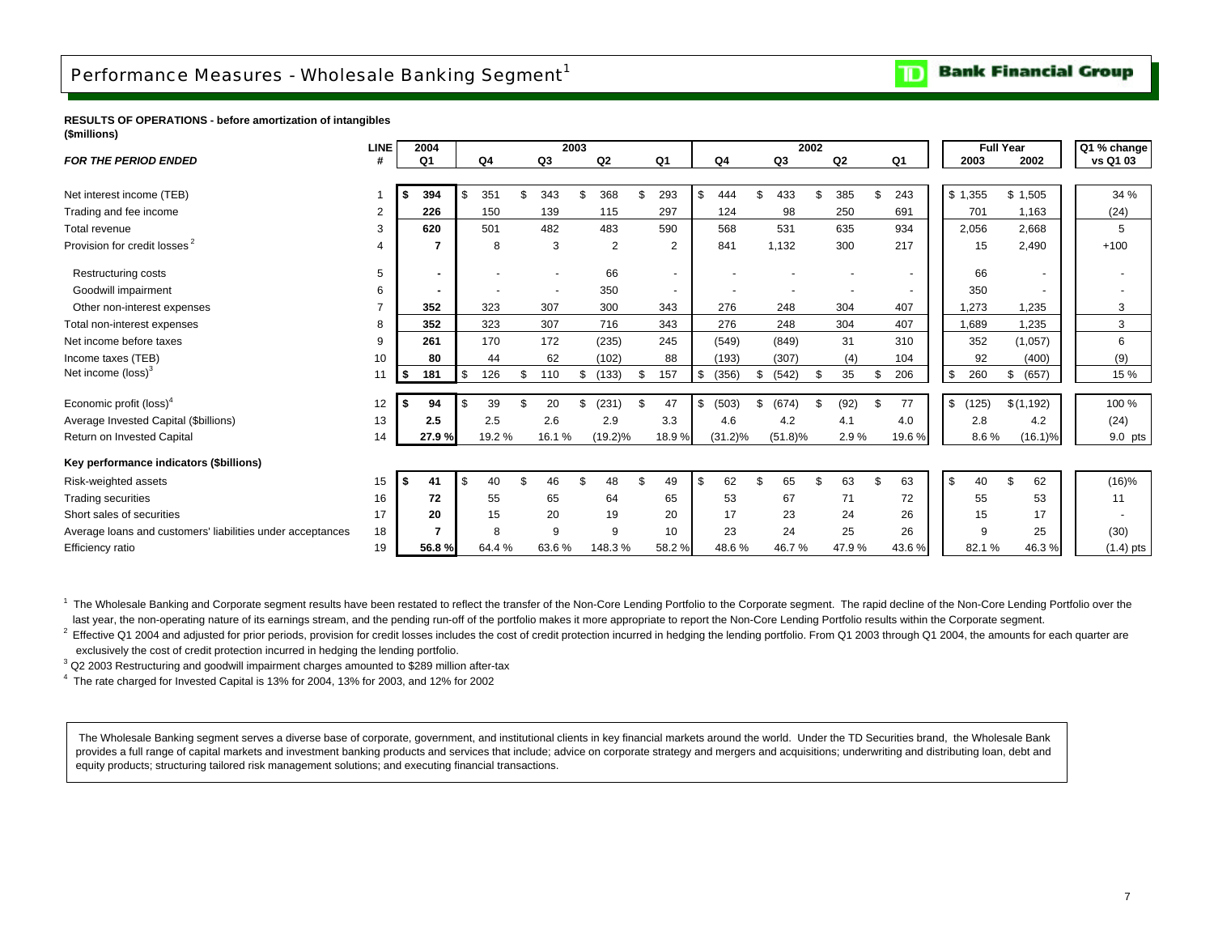# Performance Measures - Wholesale Banking Segment[1]

**Bank Financial Group**

**RESULTS OF OPERATIONS - before amortization of intangibles**
**($millions)**

| *FOR THE PERIOD ENDED* | LINE # | 2004 Q1 | 2003 Q4 | 2003 Q3 | 2003 Q2 | 2003 Q1 | 2002 Q4 | 2002 Q3 | 2002 Q2 | 2002 Q1 | Full Year 2003 | Full Year 2002 | Q1 % change vs Q1 03 |
|---|---|---|---|---|---|---|---|---|---|---|---|---|---|
| Net interest income (TEB) | 1 | **$ 394** | $ 351 | $ 343 | $ 368 | $ 293 | $ 444 | $ 433 | $ 385 | $ 243 | $ 1,355 | $ 1,505 | 34 % |
| Trading and fee income | 2 | **226** | 150 | 139 | 115 | 297 | 124 | 98 | 250 | 691 | 701 | 1,163 | (24) |
| Total revenue | 3 | **620** | 501 | 482 | 483 | 590 | 568 | 531 | 635 | 934 | 2,056 | 2,668 | 5 |
| Provision for credit losses[2] | 4 | **7** | 8 | 3 | 2 | 2 | 841 | 1,132 | 300 | 217 | 15 | 2,490 | +100 |
| Restructuring costs | 5 | **-** | - | - | 66 | - | - | - | - | - | 66 | - | - |
| Goodwill impairment | 6 | **-** | - | - | 350 | - | - | - | - | - | 350 | - | - |
| Other non-interest expenses | 7 | **352** | 323 | 307 | 300 | 343 | 276 | 248 | 304 | 407 | 1,273 | 1,235 | 3 |
| Total non-interest expenses | 8 | **352** | 323 | 307 | 716 | 343 | 276 | 248 | 304 | 407 | 1,689 | 1,235 | 3 |
| Net income before taxes | 9 | **261** | 170 | 172 | (235) | 245 | (549) | (849) | 31 | 310 | 352 | (1,057) | 6 |
| Income taxes (TEB) | 10 | **80** | 44 | 62 | (102) | 88 | (193) | (307) | (4) | 104 | 92 | (400) | (9) |
| Net income (loss)[3] | 11 | **$ 181** | $ 126 | $ 110 | $ (133) | $ 157 | $ (356) | $ (542) | $ 35 | $ 206 | $ 260 | $ (657) | 15 % |
| Economic profit (loss)[4] | 12 | **$ 94** | $ 39 | $ 20 | $ (231) | $ 47 | $ (503) | $ (674) | $ (92) | $ 77 | $ (125) | $ (1,192) | 100 % |
| Average Invested Capital ($billions) | 13 | **2.5** | 2.5 | 2.6 | 2.9 | 3.3 | 4.6 | 4.2 | 4.1 | 4.0 | 2.8 | 4.2 | (24) |
| Return on Invested Capital | 14 | **27.9 %** | 19.2 % | 16.1 % | (19.2)% | 18.9 % | (31.2)% | (51.8)% | 2.9 % | 19.6 % | 8.6 % | (16.1)% | 9.0 pts |
| **Key performance indicators ($billions)** | | | | | | | | | | | | | |
| Risk-weighted assets | 15 | **$ 41** | $ 40 | $ 46 | $ 48 | $ 49 | $ 62 | $ 65 | $ 63 | $ 63 | $ 40 | $ 62 | (16)% |
| Trading securities | 16 | **72** | 55 | 65 | 64 | 65 | 53 | 67 | 71 | 72 | 55 | 53 | 11 |
| Short sales of securities | 17 | **20** | 15 | 20 | 19 | 20 | 17 | 23 | 24 | 26 | 15 | 17 | - |
| Average loans and customers' liabilities under acceptances | 18 | **7** | 8 | 9 | 9 | 10 | 23 | 24 | 25 | 26 | 9 | 25 | (30) |
| Efficiency ratio | 19 | **56.8 %** | 64.4 % | 63.6 % | 148.3 % | 58.2 % | 48.6 % | 46.7 % | 47.9 % | 43.6 % | 82.1 % | 46.3 % | (1.4) pts |

[1] The Wholesale Banking and Corporate segment results have been restated to reflect the transfer of the Non-Core Lending Portfolio to the Corporate segment. The rapid decline of the Non-Core Lending Portfolio over the last year, the non-operating nature of its earnings stream, and the pending run-off of the portfolio makes it more appropriate to report the Non-Core Lending Portfolio results within the Corporate segment.

[2] Effective Q1 2004 and adjusted for prior periods, provision for credit losses includes the cost of credit protection incurred in hedging the lending portfolio. From Q1 2003 through Q1 2004, the amounts for each quarter are exclusively the cost of credit protection incurred in hedging the lending portfolio.

[3] Q2 2003 Restructuring and goodwill impairment charges amounted to $289 million after-tax

[4] The rate charged for Invested Capital is 13% for 2004, 13% for 2003, and 12% for 2002

The Wholesale Banking segment serves a diverse base of corporate, government, and institutional clients in key financial markets around the world. Under the TD Securities brand, the Wholesale Bank provides a full range of capital markets and investment banking products and services that include; advice on corporate strategy and mergers and acquisitions; underwriting and distributing loan, debt and equity products; structuring tailored risk management solutions; and executing financial transactions.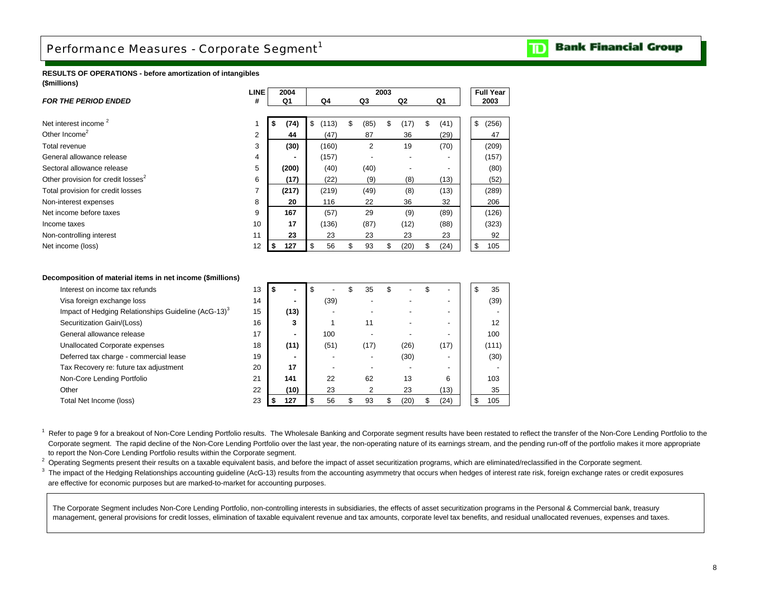# Performance Measures - Corporate Segment[1]

**RESULTS OF OPERATIONS - before amortization of intangibles**
**($millions)**

| *FOR THE PERIOD ENDED* | LINE # | 2004 Q1 | 2003 Q4 | 2003 Q3 | 2003 Q2 | 2003 Q1 | Full Year 2003 |
|---|---|---|---|---|---|---|---|
| Net interest income[2] | 1 | **$ (74)** | $ (113) | $ (85) | $ (17) | $ (41) | $ (256) |
| Other Income[2] | 2 | **44** | (47) | 87 | 36 | (29) | 47 |
| Total revenue | 3 | **(30)** | (160) | 2 | 19 | (70) | (209) |
| General allowance release | 4 | **-** | (157) | - | - | - | (157) |
| Sectoral allowance release | 5 | **(200)** | (40) | (40) | - | - | (80) |
| Other provision for credit losses[2] | 6 | **(17)** | (22) | (9) | (8) | (13) | (52) |
| Total provision for credit losses | 7 | **(217)** | (219) | (49) | (8) | (13) | (289) |
| Non-interest expenses | 8 | **20** | 116 | 22 | 36 | 32 | 206 |
| Net income before taxes | 9 | **167** | (57) | 29 | (9) | (89) | (126) |
| Income taxes | 10 | **17** | (136) | (87) | (12) | (88) | (323) |
| Non-controlling interest | 11 | **23** | 23 | 23 | 23 | 23 | 92 |
| Net income (loss) | 12 | **$ 127** | $ 56 | $ 93 | $ (20) | $ (24) | $ 105 |

**Decomposition of material items in net income ($millions)**

| | LINE # | 2004 Q1 | 2003 Q4 | 2003 Q3 | 2003 Q2 | 2003 Q1 | Full Year 2003 |
|---|---|---|---|---|---|---|---|
| Interest on income tax refunds | 13 | **$ -** | $ - | $ 35 | $ - | $ - | $ 35 |
| Visa foreign exchange loss | 14 | **-** | (39) | - | - | - | (39) |
| Impact of Hedging Relationships Guideline (AcG-13)[3] | 15 | **(13)** | - | - | - | - | - |
| Securitization Gain/(Loss) | 16 | **3** | 1 | 11 | - | - | 12 |
| General allowance release | 17 | **-** | 100 | - | - | - | 100 |
| Unallocated Corporate expenses | 18 | **(11)** | (51) | (17) | (26) | (17) | (111) |
| Deferred tax charge - commercial lease | 19 | **-** | - | - | (30) | - | (30) |
| Tax Recovery re: future tax adjustment | 20 | **17** | - | - | - | - | - |
| Non-Core Lending Portfolio | 21 | **141** | 22 | 62 | 13 | 6 | 103 |
| Other | 22 | **(10)** | 23 | 2 | 23 | (13) | 35 |
| Total Net Income (loss) | 23 | **$ 127** | $ 56 | $ 93 | $ (20) | $ (24) | $ 105 |

[1] Refer to page 9 for a breakout of Non-Core Lending Portfolio results. The Wholesale Banking and Corporate segment results have been restated to reflect the transfer of the Non-Core Lending Portfolio to the Corporate segment. The rapid decline of the Non-Core Lending Portfolio over the last year, the non-operating nature of its earnings stream, and the pending run-off of the portfolio makes it more appropriate to report the Non-Core Lending Portfolio results within the Corporate segment.

[2] Operating Segments present their results on a taxable equivalent basis, and before the impact of asset securitization programs, which are eliminated/reclassified in the Corporate segment.

[3] The impact of the Hedging Relationships accounting guideline (AcG-13) results from the accounting asymmetry that occurs when hedges of interest rate risk, foreign exchange rates or credit exposures are effective for economic purposes but are marked-to-market for accounting purposes.

The Corporate Segment includes Non-Core Lending Portfolio, non-controlling interests in subsidiaries, the effects of asset securitization programs in the Personal & Commercial bank, treasury management, general provisions for credit losses, elimination of taxable equivalent revenue and tax amounts, corporate level tax benefits, and residual unallocated revenues, expenses and taxes.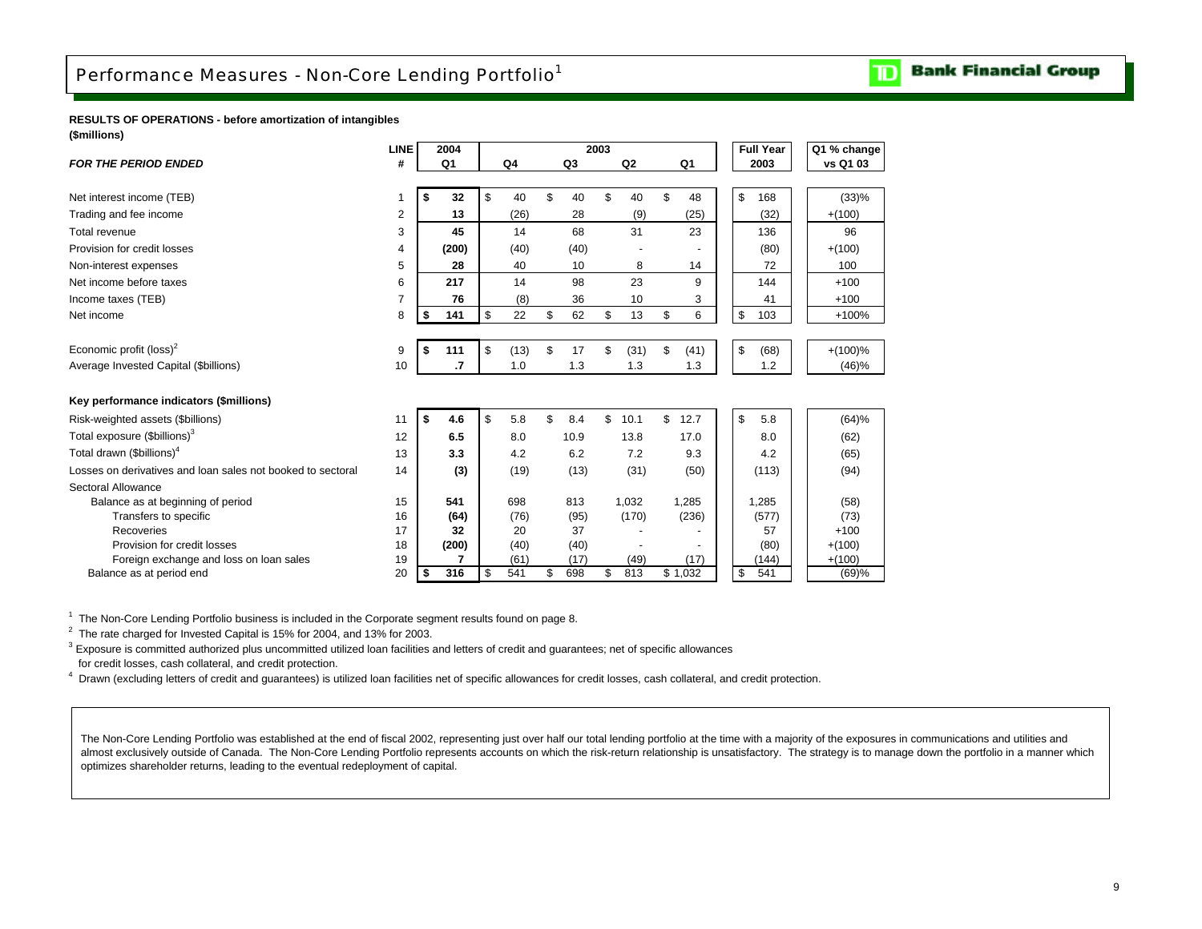# Performance Measures - Non-Core Lending Portfolio[1]

**RESULTS OF OPERATIONS - before amortization of intangibles**
**($millions)**

| *FOR THE PERIOD ENDED* | LINE # | 2004 Q1 | 2003 Q4 | 2003 Q3 | 2003 Q2 | 2003 Q1 | Full Year 2003 | Q1 % change vs Q1 03 |
|---|---|---|---|---|---|---|---|---|
| Net interest income (TEB) | 1 | **$ 32** | $ 40 | $ 40 | $ 40 | $ 48 | $ 168 | (33)% |
| Trading and fee income | 2 | **13** | (26) | 28 | (9) | (25) | (32) | +(100) |
| Total revenue | 3 | **45** | 14 | 68 | 31 | 23 | 136 | 96 |
| Provision for credit losses | 4 | **(200)** | (40) | (40) | - | - | (80) | +(100) |
| Non-interest expenses | 5 | **28** | 40 | 10 | 8 | 14 | 72 | 100 |
| Net income before taxes | 6 | **217** | 14 | 98 | 23 | 9 | 144 | +100 |
| Income taxes (TEB) | 7 | **76** | (8) | 36 | 10 | 3 | 41 | +100 |
| Net income | 8 | **$ 141** | $ 22 | $ 62 | $ 13 | $ 6 | $ 103 | +100% |
| Economic profit (loss)[2] | 9 | **$ 111** | $ (13) | $ 17 | $ (31) | $ (41) | $ (68) | +(100)% |
| Average Invested Capital ($billions) | 10 | **.7** | 1.0 | 1.3 | 1.3 | 1.3 | 1.2 | (46)% |
| **Key performance indicators ($millions)** | | | | | | | | |
| Risk-weighted assets ($billions) | 11 | **$ 4.6** | $ 5.8 | $ 8.4 | $ 10.1 | $ 12.7 | $ 5.8 | (64)% |
| Total exposure ($billions)[3] | 12 | **6.5** | 8.0 | 10.9 | 13.8 | 17.0 | 8.0 | (62) |
| Total drawn ($billions)[4] | 13 | **3.3** | 4.2 | 6.2 | 7.2 | 9.3 | 4.2 | (65) |
| Losses on derivatives and loan sales not booked to sectoral | 14 | **(3)** | (19) | (13) | (31) | (50) | (113) | (94) |
| Sectoral Allowance | | | | | | | | |
| Balance as at beginning of period | 15 | **541** | 698 | 813 | 1,032 | 1,285 | 1,285 | (58) |
| Transfers to specific | 16 | **(64)** | (76) | (95) | (170) | (236) | (577) | (73) |
| Recoveries | 17 | **32** | 20 | 37 | - | - | 57 | +100 |
| Provision for credit losses | 18 | **(200)** | (40) | (40) | - | - | (80) | +(100) |
| Foreign exchange and loss on loan sales | 19 | **7** | (61) | (17) | (49) | (17) | (144) | +(100) |
| Balance as at period end | 20 | **$ 316** | $ 541 | $ 698 | $ 813 | $ 1,032 | $ 541 | (69)% |

[1] The Non-Core Lending Portfolio business is included in the Corporate segment results found on page 8.

[2] The rate charged for Invested Capital is 15% for 2004, and 13% for 2003.

[3] Exposure is committed authorized plus uncommitted utilized loan facilities and letters of credit and guarantees; net of specific allowances for credit losses, cash collateral, and credit protection.

[4] Drawn (excluding letters of credit and guarantees) is utilized loan facilities net of specific allowances for credit losses, cash collateral, and credit protection.

The Non-Core Lending Portfolio was established at the end of fiscal 2002, representing just over half our total lending portfolio at the time with a majority of the exposures in communications and utilities and almost exclusively outside of Canada. The Non-Core Lending Portfolio represents accounts on which the risk-return relationship is unsatisfactory. The strategy is to manage down the portfolio in a manner which optimizes shareholder returns, leading to the eventual redeployment of capital.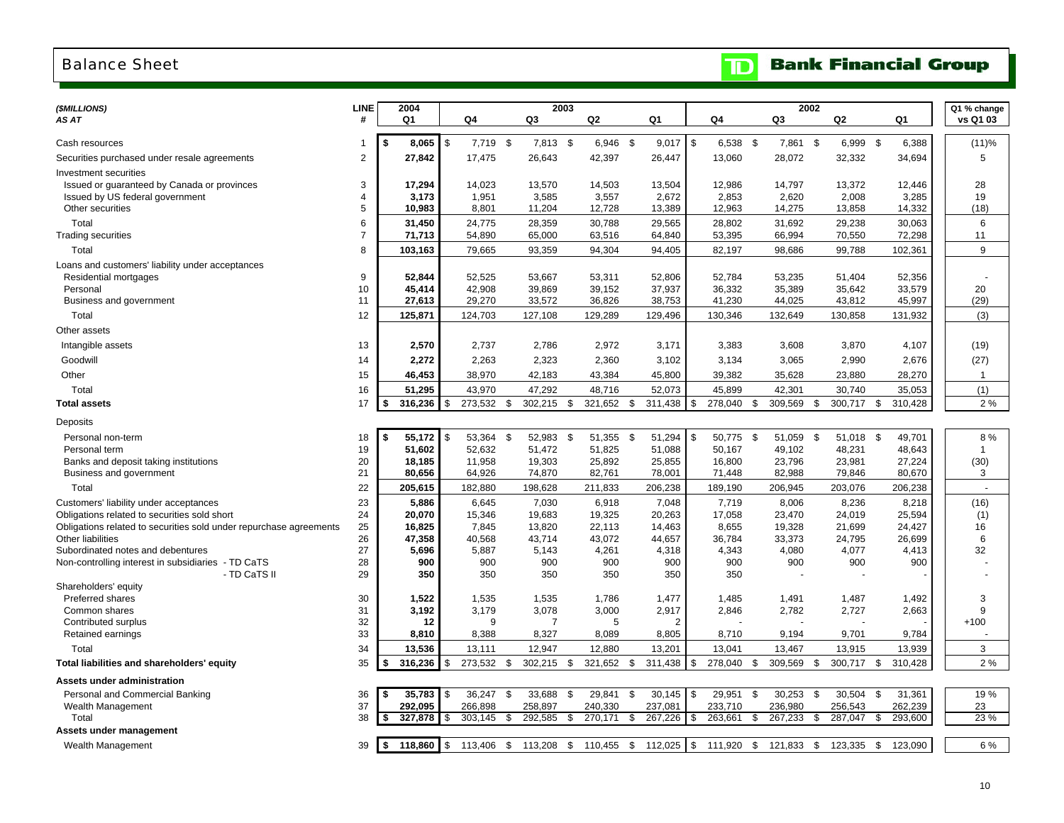# Balance Sheet

**TD Bank Financial Group**

| *($MILLIONS)* | LINE | 2004 | 2003 | | | | 2002 | | | | Q1 % change |
|---|---|---|---|---|---|---|---|---|---|---|---|
| *AS AT* | # | Q1 | Q4 | Q3 | Q2 | Q1 | Q4 | Q3 | Q2 | Q1 | vs Q1 03 |
| Cash resources | 1 | **$ 8,065** | $ 7,719 | $ 7,813 | $ 6,946 | $ 9,017 | $ 6,538 | $ 7,861 | $ 6,999 | $ 6,388 | (11)% |
| Securities purchased under resale agreements | 2 | **27,842** | 17,475 | 26,643 | 42,397 | 26,447 | 13,060 | 28,072 | 32,332 | 34,694 | 5 |
| Investment securities | | | | | | | | | | | |
| Issued or guaranteed by Canada or provinces | 3 | **17,294** | 14,023 | 13,570 | 14,503 | 13,504 | 12,986 | 14,797 | 13,372 | 12,446 | 28 |
| Issued by US federal government | 4 | **3,173** | 1,951 | 3,585 | 3,557 | 2,672 | 2,853 | 2,620 | 2,008 | 3,285 | 19 |
| Other securities | 5 | **10,983** | 8,801 | 11,204 | 12,728 | 13,389 | 12,963 | 14,275 | 13,858 | 14,332 | (18) |
| Total | 6 | **31,450** | 24,775 | 28,359 | 30,788 | 29,565 | 28,802 | 31,692 | 29,238 | 30,063 | 6 |
| Trading securities | 7 | **71,713** | 54,890 | 65,000 | 63,516 | 64,840 | 53,395 | 66,994 | 70,550 | 72,298 | 11 |
| Total | 8 | **103,163** | 79,665 | 93,359 | 94,304 | 94,405 | 82,197 | 98,686 | 99,788 | 102,361 | 9 |
| Loans and customers' liability under acceptances | | | | | | | | | | | |
| Residential mortgages | 9 | **52,844** | 52,525 | 53,667 | 53,311 | 52,806 | 52,784 | 53,235 | 51,404 | 52,356 | - |
| Personal | 10 | **45,414** | 42,908 | 39,869 | 39,152 | 37,937 | 36,332 | 35,389 | 35,642 | 33,579 | 20 |
| Business and government | 11 | **27,613** | 29,270 | 33,572 | 36,826 | 38,753 | 41,230 | 44,025 | 43,812 | 45,997 | (29) |
| Total | 12 | **125,871** | 124,703 | 127,108 | 129,289 | 129,496 | 130,346 | 132,649 | 130,858 | 131,932 | (3) |
| Other assets | | | | | | | | | | | |
| Intangible assets | 13 | **2,570** | 2,737 | 2,786 | 2,972 | 3,171 | 3,383 | 3,608 | 3,870 | 4,107 | (19) |
| Goodwill | 14 | **2,272** | 2,263 | 2,323 | 2,360 | 3,102 | 3,134 | 3,065 | 2,990 | 2,676 | (27) |
| Other | 15 | **46,453** | 38,970 | 42,183 | 43,384 | 45,800 | 39,382 | 35,628 | 23,880 | 28,270 | 1 |
| Total | 16 | **51,295** | 43,970 | 47,292 | 48,716 | 52,073 | 45,899 | 42,301 | 30,740 | 35,053 | (1) |
| **Total assets** | 17 | **$ 316,236** | $ 273,532 | $ 302,215 | $ 321,652 | $ 311,438 | $ 278,040 | $ 309,569 | $ 300,717 | $ 310,428 | 2 % |
| Deposits | | | | | | | | | | | |
| Personal non-term | 18 | **$ 55,172** | $ 53,364 | $ 52,983 | $ 51,355 | $ 51,294 | $ 50,775 | $ 51,059 | $ 51,018 | $ 49,701 | 8 % |
| Personal term | 19 | **51,602** | 52,632 | 51,472 | 51,825 | 51,088 | 50,167 | 49,102 | 48,231 | 48,643 | 1 |
| Banks and deposit taking institutions | 20 | **18,185** | 11,958 | 19,303 | 25,892 | 25,855 | 16,800 | 23,796 | 23,981 | 27,224 | (30) |
| Business and government | 21 | **80,656** | 64,926 | 74,870 | 82,761 | 78,001 | 71,448 | 82,988 | 79,846 | 80,670 | 3 |
| Total | 22 | **205,615** | 182,880 | 198,628 | 211,833 | 206,238 | 189,190 | 206,945 | 203,076 | 206,238 | - |
| Customers' liability under acceptances | 23 | **5,886** | 6,645 | 7,030 | 6,918 | 7,048 | 7,719 | 8,006 | 8,236 | 8,218 | (16) |
| Obligations related to securities sold short | 24 | **20,070** | 15,346 | 19,683 | 19,325 | 20,263 | 17,058 | 23,470 | 24,019 | 25,594 | (1) |
| Obligations related to securities sold under repurchase agreements | 25 | **16,825** | 7,845 | 13,820 | 22,113 | 14,463 | 8,655 | 19,328 | 21,699 | 24,427 | 16 |
| Other liabilities | 26 | **47,358** | 40,568 | 43,714 | 43,072 | 44,657 | 36,784 | 33,373 | 24,795 | 26,699 | 6 |
| Subordinated notes and debentures | 27 | **5,696** | 5,887 | 5,143 | 4,261 | 4,318 | 4,343 | 4,080 | 4,077 | 4,413 | 32 |
| Non-controlling interest in subsidiaries - TD CaTS | 28 | **900** | 900 | 900 | 900 | 900 | 900 | 900 | 900 | 900 | - |
| - TD CaTS II | 29 | **350** | 350 | 350 | 350 | 350 | 350 | - | - | - | - |
| Shareholders' equity | | | | | | | | | | | |
| Preferred shares | 30 | **1,522** | 1,535 | 1,535 | 1,786 | 1,477 | 1,485 | 1,491 | 1,487 | 1,492 | 3 |
| Common shares | 31 | **3,192** | 3,179 | 3,078 | 3,000 | 2,917 | 2,846 | 2,782 | 2,727 | 2,663 | 9 |
| Contributed surplus | 32 | **12** | 9 | 7 | 5 | 2 | - | - | - | - | +100 |
| Retained earnings | 33 | **8,810** | 8,388 | 8,327 | 8,089 | 8,805 | 8,710 | 9,194 | 9,701 | 9,784 | - |
| Total | 34 | **13,536** | 13,111 | 12,947 | 12,880 | 13,201 | 13,041 | 13,467 | 13,915 | 13,939 | 3 |
| **Total liabilities and shareholders' equity** | 35 | **$ 316,236** | $ 273,532 | $ 302,215 | $ 321,652 | $ 311,438 | $ 278,040 | $ 309,569 | $ 300,717 | $ 310,428 | 2 % |
| **Assets under administration** | | | | | | | | | | | |
| Personal and Commercial Banking | 36 | **$ 35,783** | $ 36,247 | $ 33,688 | $ 29,841 | $ 30,145 | $ 29,951 | $ 30,253 | $ 30,504 | $ 31,361 | 19 % |
| Wealth Management | 37 | **292,095** | 266,898 | 258,897 | 240,330 | 237,081 | 233,710 | 236,980 | 256,543 | 262,239 | 23 |
| Total | 38 | **$ 327,878** | $ 303,145 | $ 292,585 | $ 270,171 | $ 267,226 | $ 263,661 | $ 267,233 | $ 287,047 | $ 293,600 | 23 % |
| **Assets under management** | | | | | | | | | | | |
| Wealth Management | 39 | **$ 118,860** | $ 113,406 | $ 113,208 | $ 110,455 | $ 112,025 | $ 111,920 | $ 121,833 | $ 123,335 | $ 123,090 | 6 % |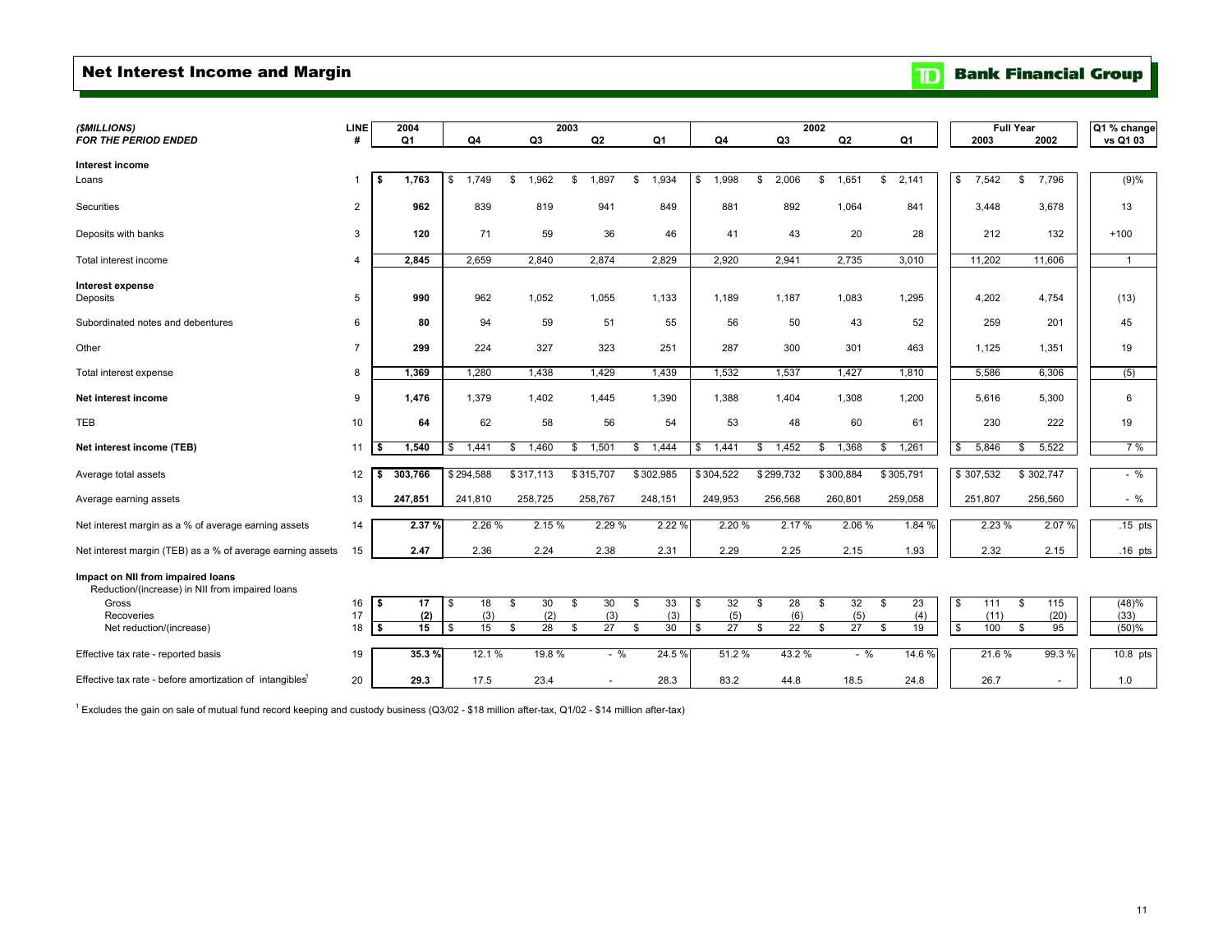# Net Interest Income and Margin

**Bank Financial Group**

| *($MILLIONS)* *FOR THE PERIOD ENDED* | LINE # | 2004 Q1 | 2003 Q4 | 2003 Q3 | 2003 Q2 | 2003 Q1 | 2002 Q4 | 2002 Q3 | 2002 Q2 | 2002 Q1 | Full Year 2003 | Full Year 2002 | Q1 % change vs Q1 03 |
|---|---|---|---|---|---|---|---|---|---|---|---|---|---|
| **Interest income** | | | | | | | | | | | | | |
| Loans | 1 | **$ 1,763** | $ 1,749 | $ 1,962 | $ 1,897 | $ 1,934 | $ 1,998 | $ 2,006 | $ 1,651 | $ 2,141 | $ 7,542 | $ 7,796 | (9)% |
| Securities | 2 | **962** | 839 | 819 | 941 | 849 | 881 | 892 | 1,064 | 841 | 3,448 | 3,678 | 13 |
| Deposits with banks | 3 | **120** | 71 | 59 | 36 | 46 | 41 | 43 | 20 | 28 | 212 | 132 | +100 |
| Total interest income | 4 | **2,845** | 2,659 | 2,840 | 2,874 | 2,829 | 2,920 | 2,941 | 2,735 | 3,010 | 11,202 | 11,606 | 1 |
| **Interest expense** | | | | | | | | | | | | | |
| Deposits | 5 | **990** | 962 | 1,052 | 1,055 | 1,133 | 1,189 | 1,187 | 1,083 | 1,295 | 4,202 | 4,754 | (13) |
| Subordinated notes and debentures | 6 | **80** | 94 | 59 | 51 | 55 | 56 | 50 | 43 | 52 | 259 | 201 | 45 |
| Other | 7 | **299** | 224 | 327 | 323 | 251 | 287 | 300 | 301 | 463 | 1,125 | 1,351 | 19 |
| Total interest expense | 8 | **1,369** | 1,280 | 1,438 | 1,429 | 1,439 | 1,532 | 1,537 | 1,427 | 1,810 | 5,586 | 6,306 | (5) |
| **Net interest income** | 9 | **1,476** | 1,379 | 1,402 | 1,445 | 1,390 | 1,388 | 1,404 | 1,308 | 1,200 | 5,616 | 5,300 | 6 |
| TEB | 10 | **64** | 62 | 58 | 56 | 54 | 53 | 48 | 60 | 61 | 230 | 222 | 19 |
| **Net interest income (TEB)** | 11 | **$ 1,540** | $ 1,441 | $ 1,460 | $ 1,501 | $ 1,444 | $ 1,441 | $ 1,452 | $ 1,368 | $ 1,261 | $ 5,846 | $ 5,522 | 7 % |
| Average total assets | 12 | **$ 303,766** | $ 294,588 | $ 317,113 | $ 315,707 | $ 302,985 | $ 304,522 | $ 299,732 | $ 300,884 | $ 305,791 | $ 307,532 | $ 302,747 | - % |
| Average earning assets | 13 | **247,851** | 241,810 | 258,725 | 258,767 | 248,151 | 249,953 | 256,568 | 260,801 | 259,058 | 251,807 | 256,560 | - % |
| Net interest margin as a % of average earning assets | 14 | **2.37 %** | 2.26 % | 2.15 % | 2.29 % | 2.22 % | 2.20 % | 2.17 % | 2.06 % | 1.84 % | 2.23 % | 2.07 % | .15 pts |
| Net interest margin (TEB) as a % of average earning assets | 15 | **2.47** | 2.36 | 2.24 | 2.38 | 2.31 | 2.29 | 2.25 | 2.15 | 1.93 | 2.32 | 2.15 | .16 pts |
| **Impact on NII from impaired loans** | | | | | | | | | | | | | |
| Reduction/(increase) in NII from impaired loans | | | | | | | | | | | | | |
| Gross | 16 | **$ 17** | $ 18 | $ 30 | $ 30 | $ 33 | $ 32 | $ 28 | $ 32 | $ 23 | $ 111 | $ 115 | (48)% |
| Recoveries | 17 | **(2)** | (3) | (2) | (3) | (3) | (5) | (6) | (5) | (4) | (11) | (20) | (33) |
| Net reduction/(increase) | 18 | **$ 15** | $ 15 | $ 28 | $ 27 | $ 30 | $ 27 | $ 22 | $ 27 | $ 19 | $ 100 | $ 95 | (50)% |
| Effective tax rate - reported basis | 19 | **35.3 %** | 12.1 % | 19.8 % | - % | 24.5 % | 51.2 % | 43.2 % | - % | 14.6 % | 21.6 % | 99.3 % | 10.8 pts |
| Effective tax rate - before amortization of intangibles[1] | 20 | **29.3** | 17.5 | 23.4 | - | 28.3 | 83.2 | 44.8 | 18.5 | 24.8 | 26.7 | - | 1.0 |

[1] Excludes the gain on sale of mutual fund record keeping and custody business (Q3/02 - $18 million after-tax, Q1/02 - $14 million after-tax)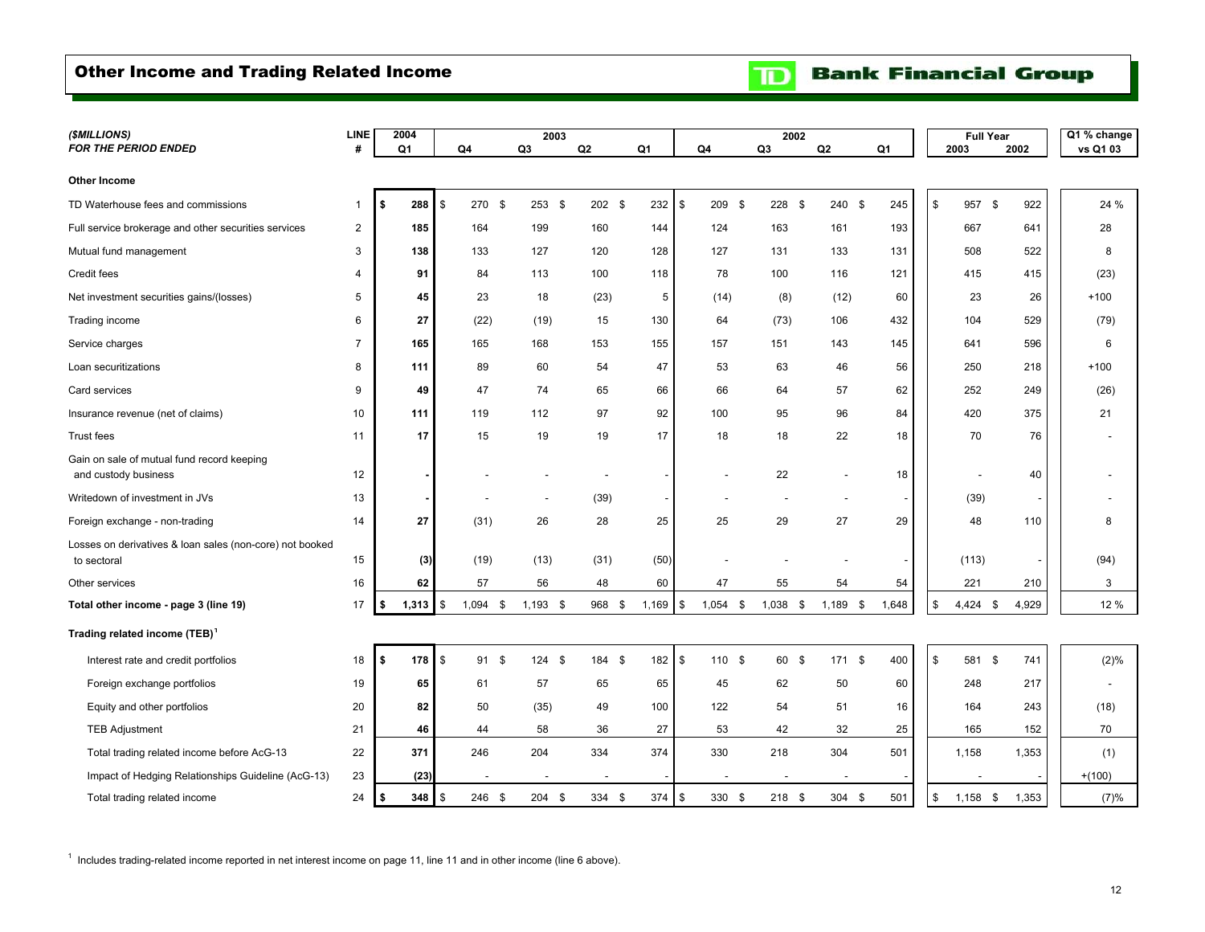## Other Income and Trading Related Income

**TD Bank Financial Group**

| *($MILLIONS)* *FOR THE PERIOD ENDED* | LINE # | 2004 Q1 | 2003 Q4 | 2003 Q3 | 2003 Q2 | 2003 Q1 | 2002 Q4 | 2002 Q3 | 2002 Q2 | 2002 Q1 | Full Year 2003 | Full Year 2002 | Q1 % change vs Q1 03 |
|---|---|---|---|---|---|---|---|---|---|---|---|---|---|
| **Other Income** | | | | | | | | | | | | | |
| TD Waterhouse fees and commissions | 1 | **$ 288** | $ 270 | $ 253 | $ 202 | $ 232 | $ 209 | $ 228 | $ 240 | $ 245 | $ 957 | $ 922 | 24 % |
| Full service brokerage and other securities services | 2 | **185** | 164 | 199 | 160 | 144 | 124 | 163 | 161 | 193 | 667 | 641 | 28 |
| Mutual fund management | 3 | **138** | 133 | 127 | 120 | 128 | 127 | 131 | 133 | 131 | 508 | 522 | 8 |
| Credit fees | 4 | **91** | 84 | 113 | 100 | 118 | 78 | 100 | 116 | 121 | 415 | 415 | (23) |
| Net investment securities gains/(losses) | 5 | **45** | 23 | 18 | (23) | 5 | (14) | (8) | (12) | 60 | 23 | 26 | +100 |
| Trading income | 6 | **27** | (22) | (19) | 15 | 130 | 64 | (73) | 106 | 432 | 104 | 529 | (79) |
| Service charges | 7 | **165** | 165 | 168 | 153 | 155 | 157 | 151 | 143 | 145 | 641 | 596 | 6 |
| Loan securitizations | 8 | **111** | 89 | 60 | 54 | 47 | 53 | 63 | 46 | 56 | 250 | 218 | +100 |
| Card services | 9 | **49** | 47 | 74 | 65 | 66 | 66 | 64 | 57 | 62 | 252 | 249 | (26) |
| Insurance revenue (net of claims) | 10 | **111** | 119 | 112 | 97 | 92 | 100 | 95 | 96 | 84 | 420 | 375 | 21 |
| Trust fees | 11 | **17** | 15 | 19 | 19 | 17 | 18 | 18 | 22 | 18 | 70 | 76 | - |
| Gain on sale of mutual fund record keeping and custody business | 12 | **-** | - | - | - | - | - | 22 | - | 18 | - | 40 | - |
| Writedown of investment in JVs | 13 | **-** | - | - | (39) | - | - | - | - | - | (39) | - | - |
| Foreign exchange - non-trading | 14 | **27** | (31) | 26 | 28 | 25 | 25 | 29 | 27 | 29 | 48 | 110 | 8 |
| Losses on derivatives & loan sales (non-core) not booked to sectoral | 15 | **(3)** | (19) | (13) | (31) | (50) | - | - | - | - | (113) | - | (94) |
| Other services | 16 | **62** | 57 | 56 | 48 | 60 | 47 | 55 | 54 | 54 | 221 | 210 | 3 |
| **Total other income - page 3 (line 19)** | 17 | **$ 1,313** | $ 1,094 | $ 1,193 | $ 968 | $ 1,169 | $ 1,054 | $ 1,038 | $ 1,189 | $ 1,648 | $ 4,424 | $ 4,929 | 12 % |
| **Trading related income (TEB)[1]** | | | | | | | | | | | | | |
| Interest rate and credit portfolios | 18 | **$ 178** | $ 91 | $ 124 | $ 184 | $ 182 | $ 110 | $ 60 | $ 171 | $ 400 | $ 581 | $ 741 | (2)% |
| Foreign exchange portfolios | 19 | **65** | 61 | 57 | 65 | 65 | 45 | 62 | 50 | 60 | 248 | 217 | - |
| Equity and other portfolios | 20 | **82** | 50 | (35) | 49 | 100 | 122 | 54 | 51 | 16 | 164 | 243 | (18) |
| TEB Adjustment | 21 | **46** | 44 | 58 | 36 | 27 | 53 | 42 | 32 | 25 | 165 | 152 | 70 |
| Total trading related income before AcG-13 | 22 | **371** | 246 | 204 | 334 | 374 | 330 | 218 | 304 | 501 | 1,158 | 1,353 | (1) |
| Impact of Hedging Relationships Guideline (AcG-13) | 23 | **(23)** | - | - | - | - | - | - | - | - | - | - | +(100) |
| Total trading related income | 24 | **$ 348** | $ 246 | $ 204 | $ 334 | $ 374 | $ 330 | $ 218 | $ 304 | $ 501 | $ 1,158 | $ 1,353 | (7)% |

[1] Includes trading-related income reported in net interest income on page 11, line 11 and in other income (line 6 above).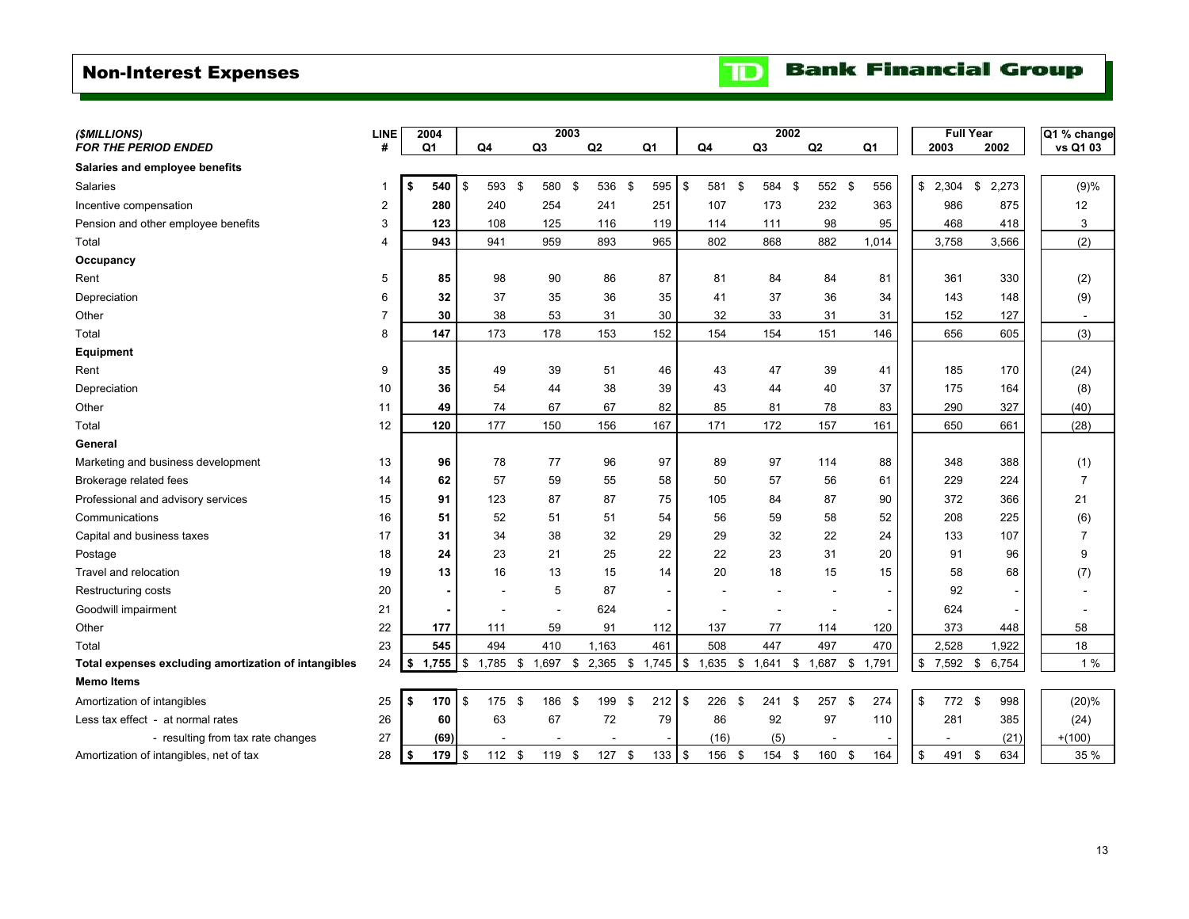# Non-Interest Expenses

TD Bank Financial Group

| ($MILLIONS) FOR THE PERIOD ENDED | LINE # | 2004 Q1 | 2003 Q4 | 2003 Q3 | 2003 Q2 | 2003 Q1 | 2002 Q4 | 2002 Q3 | 2002 Q2 | 2002 Q1 | Full Year 2003 | Full Year 2002 | Q1 % change vs Q1 03 |
|---|---|---|---|---|---|---|---|---|---|---|---|---|---|
| **Salaries and employee benefits** | | | | | | | | | | | | | |
| Salaries | 1 | $ 540 | $ 593 | $ 580 | $ 536 | $ 595 | $ 581 | $ 584 | $ 552 | $ 556 | $ 2,304 | $ 2,273 | (9)% |
| Incentive compensation | 2 | 280 | 240 | 254 | 241 | 251 | 107 | 173 | 232 | 363 | 986 | 875 | 12 |
| Pension and other employee benefits | 3 | 123 | 108 | 125 | 116 | 119 | 114 | 111 | 98 | 95 | 468 | 418 | 3 |
| Total | 4 | 943 | 941 | 959 | 893 | 965 | 802 | 868 | 882 | 1,014 | 3,758 | 3,566 | (2) |
| **Occupancy** | | | | | | | | | | | | | |
| Rent | 5 | 85 | 98 | 90 | 86 | 87 | 81 | 84 | 84 | 81 | 361 | 330 | (2) |
| Depreciation | 6 | 32 | 37 | 35 | 36 | 35 | 41 | 37 | 36 | 34 | 143 | 148 | (9) |
| Other | 7 | 30 | 38 | 53 | 31 | 30 | 32 | 33 | 31 | 31 | 152 | 127 | - |
| Total | 8 | 147 | 173 | 178 | 153 | 152 | 154 | 154 | 151 | 146 | 656 | 605 | (3) |
| **Equipment** | | | | | | | | | | | | | |
| Rent | 9 | 35 | 49 | 39 | 51 | 46 | 43 | 47 | 39 | 41 | 185 | 170 | (24) |
| Depreciation | 10 | 36 | 54 | 44 | 38 | 39 | 43 | 44 | 40 | 37 | 175 | 164 | (8) |
| Other | 11 | 49 | 74 | 67 | 67 | 82 | 85 | 81 | 78 | 83 | 290 | 327 | (40) |
| Total | 12 | 120 | 177 | 150 | 156 | 167 | 171 | 172 | 157 | 161 | 650 | 661 | (28) |
| **General** | | | | | | | | | | | | | |
| Marketing and business development | 13 | 96 | 78 | 77 | 96 | 97 | 89 | 97 | 114 | 88 | 348 | 388 | (1) |
| Brokerage related fees | 14 | 62 | 57 | 59 | 55 | 58 | 50 | 57 | 56 | 61 | 229 | 224 | 7 |
| Professional and advisory services | 15 | 91 | 123 | 87 | 87 | 75 | 105 | 84 | 87 | 90 | 372 | 366 | 21 |
| Communications | 16 | 51 | 52 | 51 | 51 | 54 | 56 | 59 | 58 | 52 | 208 | 225 | (6) |
| Capital and business taxes | 17 | 31 | 34 | 38 | 32 | 29 | 29 | 32 | 22 | 24 | 133 | 107 | 7 |
| Postage | 18 | 24 | 23 | 21 | 25 | 22 | 22 | 23 | 31 | 20 | 91 | 96 | 9 |
| Travel and relocation | 19 | 13 | 16 | 13 | 15 | 14 | 20 | 18 | 15 | 15 | 58 | 68 | (7) |
| Restructuring costs | 20 | - | - | 5 | 87 | - | - | - | - | - | 92 | - | - |
| Goodwill impairment | 21 | - | - | - | 624 | - | - | - | - | - | 624 | - | - |
| Other | 22 | 177 | 111 | 59 | 91 | 112 | 137 | 77 | 114 | 120 | 373 | 448 | 58 |
| Total | 23 | 545 | 494 | 410 | 1,163 | 461 | 508 | 447 | 497 | 470 | 2,528 | 1,922 | 18 |
| **Total expenses excluding amortization of intangibles** | 24 | $ 1,755 | $ 1,785 | $ 1,697 | $ 2,365 | $ 1,745 | $ 1,635 | $ 1,641 | $ 1,687 | $ 1,791 | $ 7,592 | $ 6,754 | 1 % |
| **Memo Items** | | | | | | | | | | | | | |
| Amortization of intangibles | 25 | $ 170 | $ 175 | $ 186 | $ 199 | $ 212 | $ 226 | $ 241 | $ 257 | $ 274 | $ 772 | $ 998 | (20)% |
| Less tax effect - at normal rates | 26 | 60 | 63 | 67 | 72 | 79 | 86 | 92 | 97 | 110 | 281 | 385 | (24) |
| - resulting from tax rate changes | 27 | (69) | - | - | - | - | (16) | (5) | - | - | - | (21) | +(100) |
| Amortization of intangibles, net of tax | 28 | $ 179 | $ 112 | $ 119 | $ 127 | $ 133 | $ 156 | $ 154 | $ 160 | $ 164 | $ 491 | $ 634 | 35 % |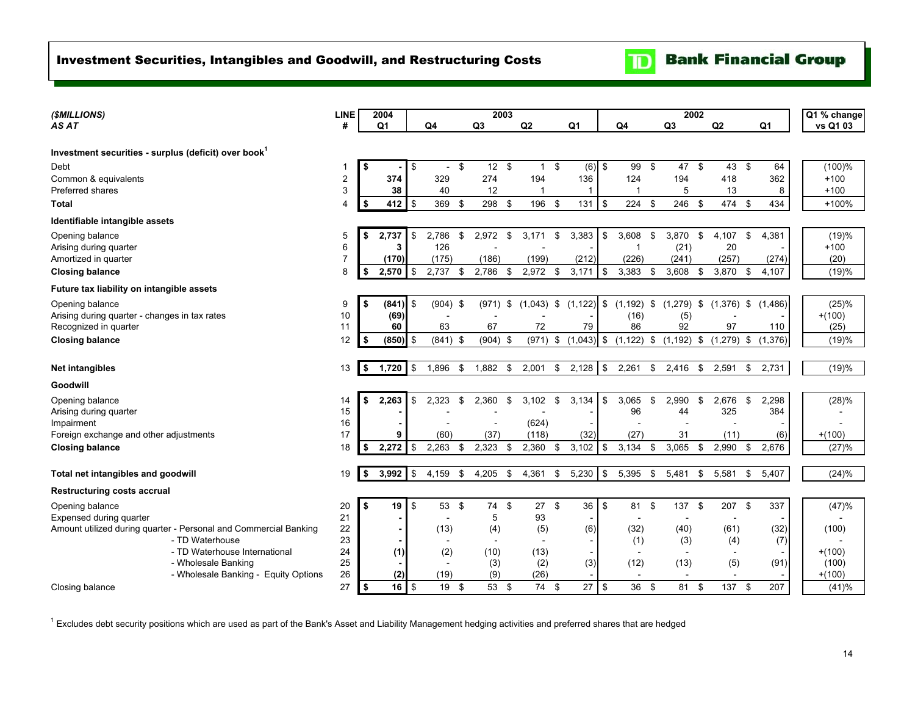# Investment Securities, Intangibles and Goodwill, and Restructuring Costs

**TD Bank Financial Group**

| *($MILLIONS)* | LINE | 2004 | 2003 | | | | 2002 | | | | Q1 % change |
|---|---|---|---|---|---|---|---|---|---|---|---|
| *AS AT* | # | Q1 | Q4 | Q3 | Q2 | Q1 | Q4 | Q3 | Q2 | Q1 | vs Q1 03 |
| **Investment securities - surplus (deficit) over book[1]** | | | | | | | | | | | |
| Debt | 1 | $ - | $ - | $ 12 | $ 1 | $ (6) | $ 99 | $ 47 | $ 43 | $ 64 | (100)% |
| Common & equivalents | 2 | 374 | 329 | 274 | 194 | 136 | 124 | 194 | 418 | 362 | +100 |
| Preferred shares | 3 | 38 | 40 | 12 | 1 | 1 | 1 | 5 | 13 | 8 | +100 |
| **Total** | 4 | $ 412 | $ 369 | $ 298 | $ 196 | $ 131 | $ 224 | $ 246 | $ 474 | $ 434 | +100% |
| **Identifiable intangible assets** | | | | | | | | | | | |
| Opening balance | 5 | $ 2,737 | $ 2,786 | $ 2,972 | $ 3,171 | $ 3,383 | $ 3,608 | $ 3,870 | $ 4,107 | $ 4,381 | (19)% |
| Arising during quarter | 6 | 3 | 126 | - | - | - | 1 | (21) | 20 | - | +100 |
| Amortized in quarter | 7 | (170) | (175) | (186) | (199) | (212) | (226) | (241) | (257) | (274) | (20) |
| **Closing balance** | 8 | $ 2,570 | $ 2,737 | $ 2,786 | $ 2,972 | $ 3,171 | $ 3,383 | $ 3,608 | $ 3,870 | $ 4,107 | (19)% |
| **Future tax liability on intangible assets** | | | | | | | | | | | |
| Opening balance | 9 | $ (841) | $ (904) | $ (971) | $ (1,043) | $ (1,122) | $ (1,192) | $ (1,279) | $ (1,376) | $ (1,486) | (25)% |
| Arising during quarter - changes in tax rates | 10 | (69) | - | - | - | - | (16) | (5) | - | - | +(100) |
| Recognized in quarter | 11 | 60 | 63 | 67 | 72 | 79 | 86 | 92 | 97 | 110 | (25) |
| **Closing balance** | 12 | $ (850) | $ (841) | $ (904) | $ (971) | $ (1,043) | $ (1,122) | $ (1,192) | $ (1,279) | $ (1,376) | (19)% |
| **Net intangibles** | 13 | $ 1,720 | $ 1,896 | $ 1,882 | $ 2,001 | $ 2,128 | $ 2,261 | $ 2,416 | $ 2,591 | $ 2,731 | (19)% |
| **Goodwill** | | | | | | | | | | | |
| Opening balance | 14 | $ 2,263 | $ 2,323 | $ 2,360 | $ 3,102 | $ 3,134 | $ 3,065 | $ 2,990 | $ 2,676 | $ 2,298 | (28)% |
| Arising during quarter | 15 | - | - | - | - | - | 96 | 44 | 325 | 384 | - |
| Impairment | 16 | - | - | - | (624) | - | - | - | - | - | - |
| Foreign exchange and other adjustments | 17 | 9 | (60) | (37) | (118) | (32) | (27) | 31 | (11) | (6) | +(100) |
| **Closing balance** | 18 | $ 2,272 | $ 2,263 | $ 2,323 | $ 2,360 | $ 3,102 | $ 3,134 | $ 3,065 | $ 2,990 | $ 2,676 | (27)% |
| **Total net intangibles and goodwill** | 19 | $ 3,992 | $ 4,159 | $ 4,205 | $ 4,361 | $ 5,230 | $ 5,395 | $ 5,481 | $ 5,581 | $ 5,407 | (24)% |
| **Restructuring costs accrual** | | | | | | | | | | | |
| Opening balance | 20 | $ 19 | $ 53 | $ 74 | $ 27 | $ 36 | $ 81 | $ 137 | $ 207 | $ 337 | (47)% |
| Expensed during quarter | 21 | - | - | 5 | 93 | - | - | - | - | - | - |
| Amount utilized during quarter - Personal and Commercial Banking | 22 | - | (13) | (4) | (5) | (6) | (32) | (40) | (61) | (32) | (100) |
| - TD Waterhouse | 23 | - | - | - | - | - | (1) | (3) | (4) | (7) | - |
| - TD Waterhouse International | 24 | (1) | (2) | (10) | (13) | - | - | - | - | - | +(100) |
| - Wholesale Banking | 25 | - | - | (3) | (2) | (3) | (12) | (13) | (5) | (91) | (100) |
| - Wholesale Banking - Equity Options | 26 | (2) | (19) | (9) | (26) | - | - | - | - | - | +(100) |
| Closing balance | 27 | $ 16 | $ 19 | $ 53 | $ 74 | $ 27 | $ 36 | $ 81 | $ 137 | $ 207 | (41)% |

[1] Excludes debt security positions which are used as part of the Bank's Asset and Liability Management hedging activities and preferred shares that are hedged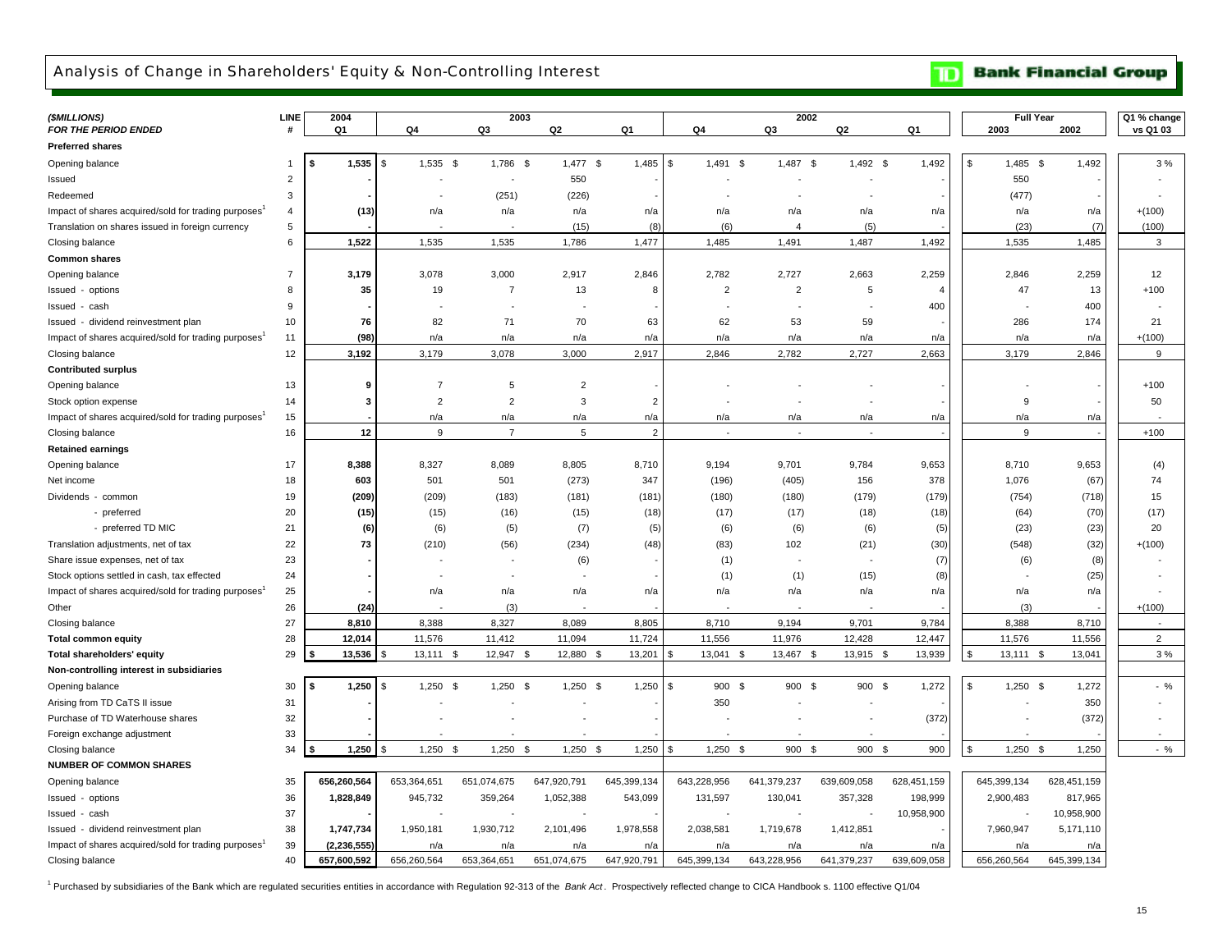# Analysis of Change in Shareholders' Equity & Non-Controlling Interest

**Bank Financial Group**

| *($MILLIONS)* *FOR THE PERIOD ENDED* | LINE # | 2004 Q1 | 2003 Q4 | 2003 Q3 | 2003 Q2 | 2003 Q1 | 2002 Q4 | 2002 Q3 | 2002 Q2 | 2002 Q1 | Full Year 2003 | Full Year 2002 | Q1 % change vs Q1 03 |
|---|---|---|---|---|---|---|---|---|---|---|---|---|---|
| **Preferred shares** | | | | | | | | | | | | | |
| Opening balance | 1 | **$ 1,535** | $ 1,535 | $ 1,786 | $ 1,477 | $ 1,485 | $ 1,491 | $ 1,487 | $ 1,492 | $ 1,492 | $ 1,485 | $ 1,492 | 3 % |
| Issued | 2 | **-** | - | - | 550 | - | - | - | - | - | 550 | - | - |
| Redeemed | 3 | **-** | - | (251) | (226) | - | - | - | - | - | (477) | - | - |
| Impact of shares acquired/sold for trading purposes[1] | 4 | **(13)** | n/a | n/a | n/a | n/a | n/a | n/a | n/a | n/a | n/a | n/a | +(100) |
| Translation on shares issued in foreign currency | 5 | **-** | - | - | (15) | (8) | (6) | 4 | (5) | - | (23) | (7) | (100) |
| Closing balance | 6 | **1,522** | 1,535 | 1,535 | 1,786 | 1,477 | 1,485 | 1,491 | 1,487 | 1,492 | 1,535 | 1,485 | 3 |
| **Common shares** | | | | | | | | | | | | | |
| Opening balance | 7 | **3,179** | 3,078 | 3,000 | 2,917 | 2,846 | 2,782 | 2,727 | 2,663 | 2,259 | 2,846 | 2,259 | 12 |
| Issued - options | 8 | **35** | 19 | 7 | 13 | 8 | 2 | 2 | 5 | 4 | 47 | 13 | +100 |
| Issued - cash | 9 | **-** | - | - | - | - | - | - | - | 400 | - | 400 | - |
| Issued - dividend reinvestment plan | 10 | **76** | 82 | 71 | 70 | 63 | 62 | 53 | 59 | - | 286 | 174 | 21 |
| Impact of shares acquired/sold for trading purposes[1] | 11 | **(98)** | n/a | n/a | n/a | n/a | n/a | n/a | n/a | n/a | n/a | n/a | +(100) |
| Closing balance | 12 | **3,192** | 3,179 | 3,078 | 3,000 | 2,917 | 2,846 | 2,782 | 2,727 | 2,663 | 3,179 | 2,846 | 9 |
| **Contributed surplus** | | | | | | | | | | | | | |
| Opening balance | 13 | **9** | 7 | 5 | 2 | - | - | - | - | - | - | - | +100 |
| Stock option expense | 14 | **3** | 2 | 2 | 3 | 2 | - | - | - | - | 9 | - | 50 |
| Impact of shares acquired/sold for trading purposes[1] | 15 | **-** | n/a | n/a | n/a | n/a | n/a | n/a | n/a | n/a | n/a | n/a | - |
| Closing balance | 16 | **12** | 9 | 7 | 5 | 2 | - | - | - | - | 9 | - | +100 |
| **Retained earnings** | | | | | | | | | | | | | |
| Opening balance | 17 | **8,388** | 8,327 | 8,089 | 8,805 | 8,710 | 9,194 | 9,701 | 9,784 | 9,653 | 8,710 | 9,653 | (4) |
| Net income | 18 | **603** | 501 | 501 | (273) | 347 | (196) | (405) | 156 | 378 | 1,076 | (67) | 74 |
| Dividends - common | 19 | **(209)** | (209) | (183) | (181) | (181) | (180) | (180) | (179) | (179) | (754) | (718) | 15 |
| - preferred | 20 | **(15)** | (15) | (16) | (15) | (18) | (17) | (17) | (18) | (18) | (64) | (70) | (17) |
| - preferred TD MIC | 21 | **(6)** | (6) | (5) | (7) | (5) | (6) | (6) | (6) | (5) | (23) | (23) | 20 |
| Translation adjustments, net of tax | 22 | **73** | (210) | (56) | (234) | (48) | (83) | 102 | (21) | (30) | (548) | (32) | +(100) |
| Share issue expenses, net of tax | 23 | **-** | - | - | (6) | - | (1) | - | - | (7) | (6) | (8) | - |
| Stock options settled in cash, tax effected | 24 | **-** | - | - | - | - | (1) | (1) | (15) | (8) | - | (25) | - |
| Impact of shares acquired/sold for trading purposes[1] | 25 | **-** | n/a | n/a | n/a | n/a | n/a | n/a | n/a | n/a | n/a | n/a | - |
| Other | 26 | **(24)** | - | (3) | - | - | - | - | - | - | (3) | - | +(100) |
| Closing balance | 27 | **8,810** | 8,388 | 8,327 | 8,089 | 8,805 | 8,710 | 9,194 | 9,701 | 9,784 | 8,388 | 8,710 | - |
| **Total common equity** | 28 | **12,014** | 11,576 | 11,412 | 11,094 | 11,724 | 11,556 | 11,976 | 12,428 | 12,447 | 11,576 | 11,556 | 2 |
| **Total shareholders' equity** | 29 | **$ 13,536** | $ 13,111 | $ 12,947 | $ 12,880 | $ 13,201 | $ 13,041 | $ 13,467 | $ 13,915 | $ 13,939 | $ 13,111 | $ 13,041 | 3 % |
| **Non-controlling interest in subsidiaries** | | | | | | | | | | | | | |
| Opening balance | 30 | **$ 1,250** | $ 1,250 | $ 1,250 | $ 1,250 | $ 1,250 | $ 900 | $ 900 | $ 900 | $ 1,272 | $ 1,250 | $ 1,272 | - % |
| Arising from TD CaTS II issue | 31 | **-** | - | - | - | - | 350 | - | - | - | - | 350 | - |
| Purchase of TD Waterhouse shares | 32 | **-** | - | - | - | - | - | - | - | (372) | - | (372) | - |
| Foreign exchange adjustment | 33 | **-** | - | - | - | - | - | - | - | - | - | - | - |
| Closing balance | 34 | **$ 1,250** | $ 1,250 | $ 1,250 | $ 1,250 | $ 1,250 | $ 1,250 | $ 900 | $ 900 | $ 900 | $ 1,250 | $ 1,250 | - % |
| **NUMBER OF COMMON SHARES** | | | | | | | | | | | | | |
| Opening balance | 35 | **656,260,564** | 653,364,651 | 651,074,675 | 647,920,791 | 645,399,134 | 643,228,956 | 641,379,237 | 639,609,058 | 628,451,159 | 645,399,134 | 628,451,159 | |
| Issued - options | 36 | **1,828,849** | 945,732 | 359,264 | 1,052,388 | 543,099 | 131,597 | 130,041 | 357,328 | 198,999 | 2,900,483 | 817,965 | |
| Issued - cash | 37 | **-** | - | - | - | - | - | - | - | 10,958,900 | - | 10,958,900 | |
| Issued - dividend reinvestment plan | 38 | **1,747,734** | 1,950,181 | 1,930,712 | 2,101,496 | 1,978,558 | 2,038,581 | 1,719,678 | 1,412,851 | - | 7,960,947 | 5,171,110 | |
| Impact of shares acquired/sold for trading purposes[1] | 39 | **(2,236,555)** | n/a | n/a | n/a | n/a | n/a | n/a | n/a | n/a | n/a | n/a | |
| Closing balance | 40 | **657,600,592** | 656,260,564 | 653,364,651 | 651,074,675 | 647,920,791 | 645,399,134 | 643,228,956 | 641,379,237 | 639,609,058 | 656,260,564 | 645,399,134 | |

[1] Purchased by subsidiaries of the Bank which are regulated securities entities in accordance with Regulation 92-313 of the *Bank Act*. Prospectively reflected change to CICA Handbook s. 1100 effective Q1/04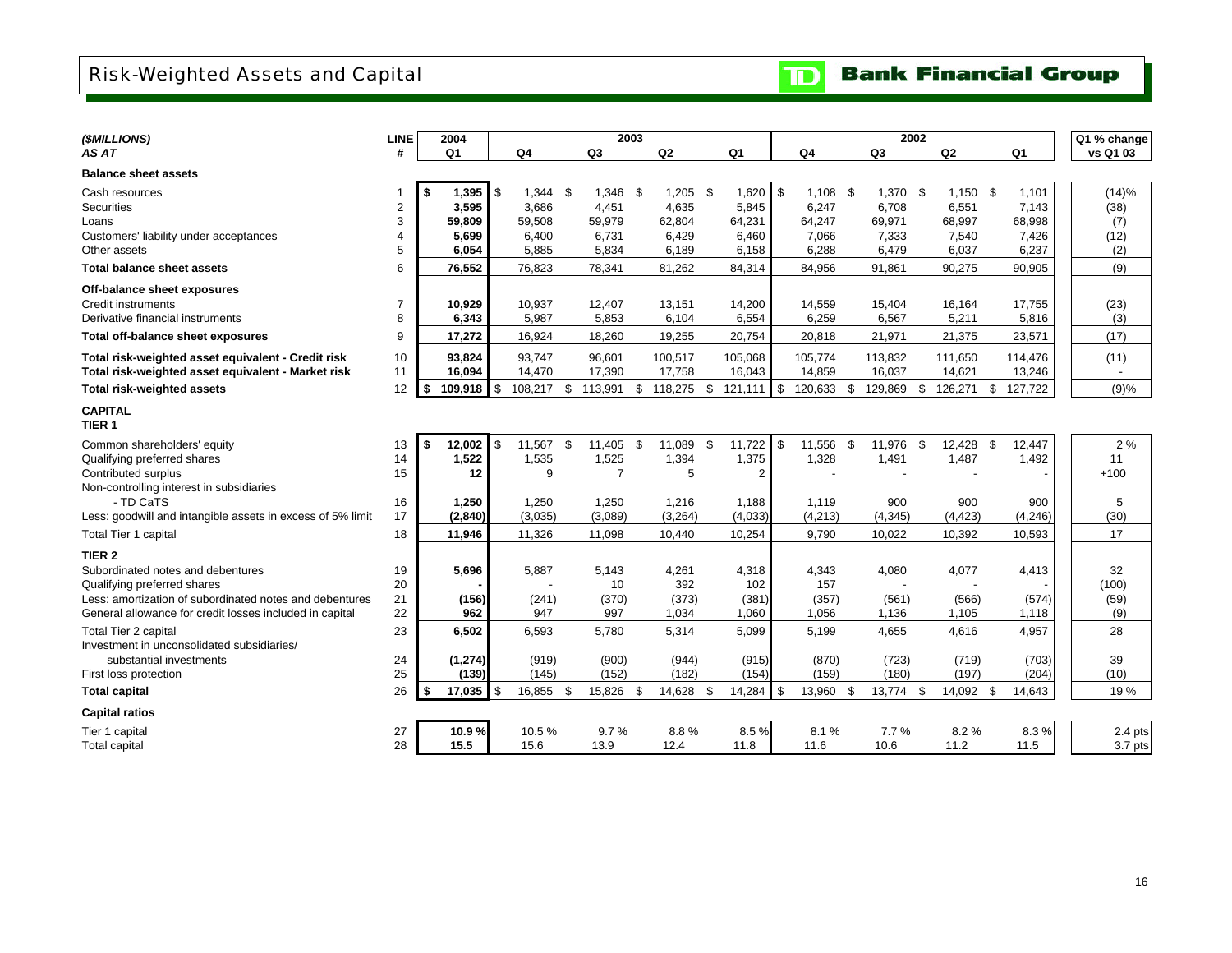# Risk-Weighted Assets and Capital

**TD Bank Financial Group**

| *($MILLIONS)* | LINE | 2004 | 2003 | | | | 2002 | | | | Q1 % change |
|---|---|---|---|---|---|---|---|---|---|---|---|
| *AS AT* | # | Q1 | Q4 | Q3 | Q2 | Q1 | Q4 | Q3 | Q2 | Q1 | vs Q1 03 |
| **Balance sheet assets** | | | | | | | | | | | |
| Cash resources | 1 | **$ 1,395** | $ 1,344 | $ 1,346 | $ 1,205 | $ 1,620 | $ 1,108 | $ 1,370 | $ 1,150 | $ 1,101 | (14)% |
| Securities | 2 | **3,595** | 3,686 | 4,451 | 4,635 | 5,845 | 6,247 | 6,708 | 6,551 | 7,143 | (38) |
| Loans | 3 | **59,809** | 59,508 | 59,979 | 62,804 | 64,231 | 64,247 | 69,971 | 68,997 | 68,998 | (7) |
| Customers' liability under acceptances | 4 | **5,699** | 6,400 | 6,731 | 6,429 | 6,460 | 7,066 | 7,333 | 7,540 | 7,426 | (12) |
| Other assets | 5 | **6,054** | 5,885 | 5,834 | 6,189 | 6,158 | 6,288 | 6,479 | 6,037 | 6,237 | (2) |
| **Total balance sheet assets** | 6 | **76,552** | 76,823 | 78,341 | 81,262 | 84,314 | 84,956 | 91,861 | 90,275 | 90,905 | (9) |
| **Off-balance sheet exposures** | | | | | | | | | | | |
| Credit instruments | 7 | **10,929** | 10,937 | 12,407 | 13,151 | 14,200 | 14,559 | 15,404 | 16,164 | 17,755 | (23) |
| Derivative financial instruments | 8 | **6,343** | 5,987 | 5,853 | 6,104 | 6,554 | 6,259 | 6,567 | 5,211 | 5,816 | (3) |
| **Total off-balance sheet exposures** | 9 | **17,272** | 16,924 | 18,260 | 19,255 | 20,754 | 20,818 | 21,971 | 21,375 | 23,571 | (17) |
| **Total risk-weighted asset equivalent - Credit risk** | 10 | **93,824** | 93,747 | 96,601 | 100,517 | 105,068 | 105,774 | 113,832 | 111,650 | 114,476 | (11) |
| **Total risk-weighted asset equivalent - Market risk** | 11 | **16,094** | 14,470 | 17,390 | 17,758 | 16,043 | 14,859 | 16,037 | 14,621 | 13,246 | - |
| **Total risk-weighted assets** | 12 | **$ 109,918** | $ 108,217 | $ 113,991 | $ 118,275 | $ 121,111 | $ 120,633 | $ 129,869 | $ 126,271 | $ 127,722 | (9)% |
| **CAPITAL** | | | | | | | | | | | |
| **TIER 1** | | | | | | | | | | | |
| Common shareholders' equity | 13 | **$ 12,002** | $ 11,567 | $ 11,405 | $ 11,089 | $ 11,722 | $ 11,556 | $ 11,976 | $ 12,428 | $ 12,447 | 2 % |
| Qualifying preferred shares | 14 | **1,522** | 1,535 | 1,525 | 1,394 | 1,375 | 1,328 | 1,491 | 1,487 | 1,492 | 11 |
| Contributed surplus | 15 | **12** | 9 | 7 | 5 | 2 | - | - | - | - | +100 |
| Non-controlling interest in subsidiaries | | | | | | | | | | | |
| - TD CaTS | 16 | **1,250** | 1,250 | 1,250 | 1,216 | 1,188 | 1,119 | 900 | 900 | 900 | 5 |
| Less: goodwill and intangible assets in excess of 5% limit | 17 | **(2,840)** | (3,035) | (3,089) | (3,264) | (4,033) | (4,213) | (4,345) | (4,423) | (4,246) | (30) |
| Total Tier 1 capital | 18 | **11,946** | 11,326 | 11,098 | 10,440 | 10,254 | 9,790 | 10,022 | 10,392 | 10,593 | 17 |
| **TIER 2** | | | | | | | | | | | |
| Subordinated notes and debentures | 19 | **5,696** | 5,887 | 5,143 | 4,261 | 4,318 | 4,343 | 4,080 | 4,077 | 4,413 | 32 |
| Qualifying preferred shares | 20 | **-** | - | 10 | 392 | 102 | 157 | - | - | - | (100) |
| Less: amortization of subordinated notes and debentures | 21 | **(156)** | (241) | (370) | (373) | (381) | (357) | (561) | (566) | (574) | (59) |
| General allowance for credit losses included in capital | 22 | **962** | 947 | 997 | 1,034 | 1,060 | 1,056 | 1,136 | 1,105 | 1,118 | (9) |
| Total Tier 2 capital | 23 | **6,502** | 6,593 | 5,780 | 5,314 | 5,099 | 5,199 | 4,655 | 4,616 | 4,957 | 28 |
| Investment in unconsolidated subsidiaries/ | | | | | | | | | | | |
| substantial investments | 24 | **(1,274)** | (919) | (900) | (944) | (915) | (870) | (723) | (719) | (703) | 39 |
| First loss protection | 25 | **(139)** | (145) | (152) | (182) | (154) | (159) | (180) | (197) | (204) | (10) |
| **Total capital** | 26 | **$ 17,035** | $ 16,855 | $ 15,826 | $ 14,628 | $ 14,284 | $ 13,960 | $ 13,774 | $ 14,092 | $ 14,643 | 19 % |
| **Capital ratios** | | | | | | | | | | | |
| Tier 1 capital | 27 | **10.9 %** | 10.5 % | 9.7 % | 8.8 % | 8.5 % | 8.1 % | 7.7 % | 8.2 % | 8.3 % | 2.4 pts |
| Total capital | 28 | **15.5** | 15.6 | 13.9 | 12.4 | 11.8 | 11.6 | 10.6 | 11.2 | 11.5 | 3.7 pts |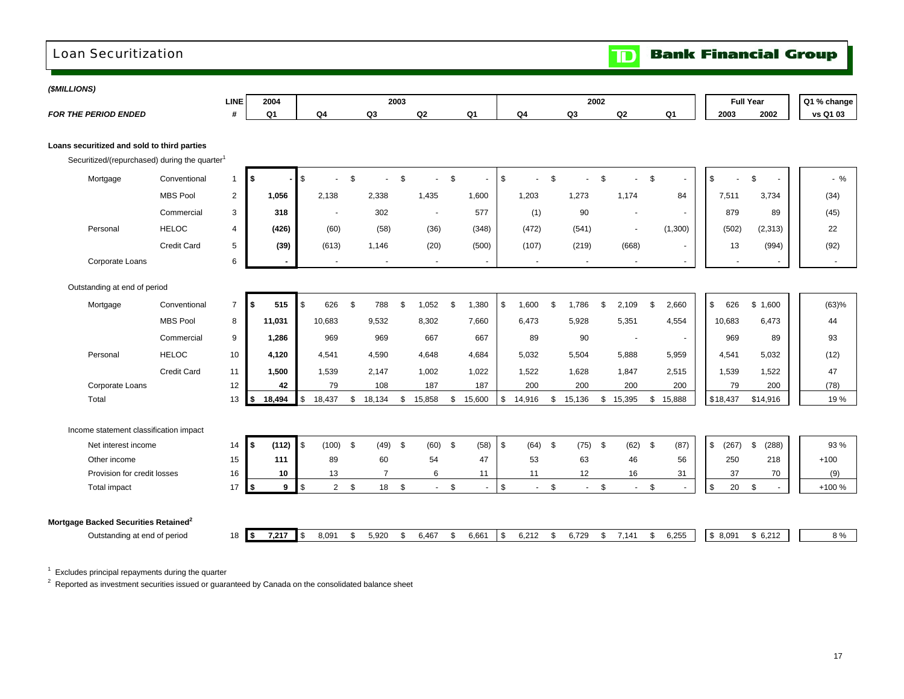# Loan Securitization

**TD Bank Financial Group**

***($MILLIONS)***

| ***FOR THE PERIOD ENDED*** | | **LINE #** | **2004 Q1** | **2003 Q4** | **2003 Q3** | **2003 Q2** | **2003 Q1** | **2002 Q4** | **2002 Q3** | **2002 Q2** | **2002 Q1** | **Full Year 2003** | **Full Year 2002** | **Q1 % change vs Q1 03** |
|---|---|---|---|---|---|---|---|---|---|---|---|---|---|---|
| **Loans securitized and sold to third parties** | | | | | | | | | | | | | | |
| Securitized/(repurchased) during the quarter[1] | | | | | | | | | | | | | | |
| Mortgage | Conventional | 1 | **$ -** | $ - | $ - | $ - | $ - | $ - | $ - | $ - | $ - | $ - | $ - | - % |
| | MBS Pool | 2 | **1,056** | 2,138 | 2,338 | 1,435 | 1,600 | 1,203 | 1,273 | 1,174 | 84 | 7,511 | 3,734 | (34) |
| | Commercial | 3 | **318** | - | 302 | - | 577 | (1) | 90 | - | - | 879 | 89 | (45) |
| Personal | HELOC | 4 | **(426)** | (60) | (58) | (36) | (348) | (472) | (541) | - | (1,300) | (502) | (2,313) | 22 |
| | Credit Card | 5 | **(39)** | (613) | 1,146 | (20) | (500) | (107) | (219) | (668) | - | 13 | (994) | (92) |
| Corporate Loans | | 6 | **-** | - | - | - | - | - | - | - | - | - | - | - |
| Outstanding at end of period | | | | | | | | | | | | | | |
| Mortgage | Conventional | 7 | **$ 515** | $ 626 | $ 788 | $ 1,052 | $ 1,380 | $ 1,600 | $ 1,786 | $ 2,109 | $ 2,660 | $ 626 | $ 1,600 | (63)% |
| | MBS Pool | 8 | **11,031** | 10,683 | 9,532 | 8,302 | 7,660 | 6,473 | 5,928 | 5,351 | 4,554 | 10,683 | 6,473 | 44 |
| | Commercial | 9 | **1,286** | 969 | 969 | 667 | 667 | 89 | 90 | - | - | 969 | 89 | 93 |
| Personal | HELOC | 10 | **4,120** | 4,541 | 4,590 | 4,648 | 4,684 | 5,032 | 5,504 | 5,888 | 5,959 | 4,541 | 5,032 | (12) |
| | Credit Card | 11 | **1,500** | 1,539 | 2,147 | 1,002 | 1,022 | 1,522 | 1,628 | 1,847 | 2,515 | 1,539 | 1,522 | 47 |
| Corporate Loans | | 12 | **42** | 79 | 108 | 187 | 187 | 200 | 200 | 200 | 200 | 79 | 200 | (78) |
| Total | | 13 | **$ 18,494** | $ 18,437 | $ 18,134 | $ 15,858 | $ 15,600 | $ 14,916 | $ 15,136 | $ 15,395 | $ 15,888 | $18,437 | $14,916 | 19 % |
| Income statement classification impact | | | | | | | | | | | | | | |
| Net interest income | | 14 | **$ (112)** | $ (100) | $ (49) | $ (60) | $ (58) | $ (64) | $ (75) | $ (62) | $ (87) | $ (267) | $ (288) | 93 % |
| Other income | | 15 | **111** | 89 | 60 | 54 | 47 | 53 | 63 | 46 | 56 | 250 | 218 | +100 |
| Provision for credit losses | | 16 | **10** | 13 | 7 | 6 | 11 | 11 | 12 | 16 | 31 | 37 | 70 | (9) |
| Total impact | | 17 | **$ 9** | $ 2 | $ 18 | $ - | $ - | $ - | $ - | $ - | $ - | $ 20 | $ - | +100 % |
| **Mortgage Backed Securities Retained[2]** | | | | | | | | | | | | | | |
| Outstanding at end of period | | 18 | **$ 7,217** | $ 8,091 | $ 5,920 | $ 6,467 | $ 6,661 | $ 6,212 | $ 6,729 | $ 7,141 | $ 6,255 | $ 8,091 | $ 6,212 | 8 % |

[1] Excludes principal repayments during the quarter

[2] Reported as investment securities issued or guaranteed by Canada on the consolidated balance sheet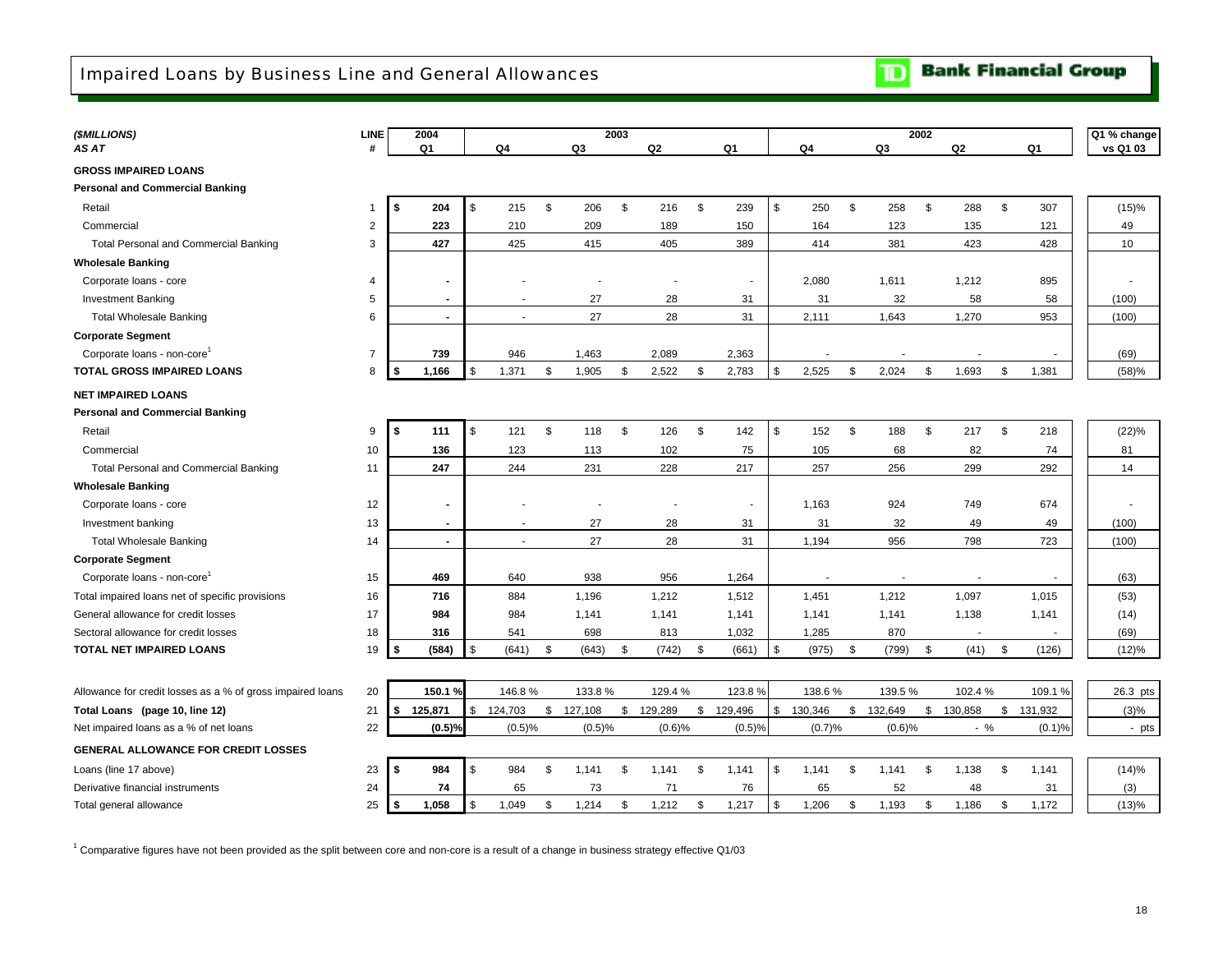# Impaired Loans by Business Line and General Allowances

**Bank Financial Group**

| *($MILLIONS)* *AS AT* | LINE # | 2004 Q1 | 2003 Q4 | 2003 Q3 | 2003 Q2 | 2003 Q1 | 2002 Q4 | 2002 Q3 | 2002 Q2 | 2002 Q1 | Q1 % change vs Q1 03 |
|---|---|---|---|---|---|---|---|---|---|---|---|
| **GROSS IMPAIRED LOANS** | | | | | | | | | | | |
| **Personal and Commercial Banking** | | | | | | | | | | | |
| Retail | 1 | **$ 204** | $ 215 | $ 206 | $ 216 | $ 239 | $ 250 | $ 258 | $ 288 | $ 307 | (15)% |
| Commercial | 2 | **223** | 210 | 209 | 189 | 150 | 164 | 123 | 135 | 121 | 49 |
| Total Personal and Commercial Banking | 3 | **427** | 425 | 415 | 405 | 389 | 414 | 381 | 423 | 428 | 10 |
| **Wholesale Banking** | | | | | | | | | | | |
| Corporate loans - core | 4 | **-** | - | - | - | - | 2,080 | 1,611 | 1,212 | 895 | - |
| Investment Banking | 5 | **-** | - | 27 | 28 | 31 | 31 | 32 | 58 | 58 | (100) |
| Total Wholesale Banking | 6 | **-** | - | 27 | 28 | 31 | 2,111 | 1,643 | 1,270 | 953 | (100) |
| **Corporate Segment** | | | | | | | | | | | |
| Corporate loans - non-core[1] | 7 | **739** | 946 | 1,463 | 2,089 | 2,363 | - | - | - | - | (69) |
| **TOTAL GROSS IMPAIRED LOANS** | 8 | **$ 1,166** | $ 1,371 | $ 1,905 | $ 2,522 | $ 2,783 | $ 2,525 | $ 2,024 | $ 1,693 | $ 1,381 | (58)% |
| **NET IMPAIRED LOANS** | | | | | | | | | | | |
| **Personal and Commercial Banking** | | | | | | | | | | | |
| Retail | 9 | **$ 111** | $ 121 | $ 118 | $ 126 | $ 142 | $ 152 | $ 188 | $ 217 | $ 218 | (22)% |
| Commercial | 10 | **136** | 123 | 113 | 102 | 75 | 105 | 68 | 82 | 74 | 81 |
| Total Personal and Commercial Banking | 11 | **247** | 244 | 231 | 228 | 217 | 257 | 256 | 299 | 292 | 14 |
| **Wholesale Banking** | | | | | | | | | | | |
| Corporate loans - core | 12 | **-** | - | - | - | - | 1,163 | 924 | 749 | 674 | - |
| Investment banking | 13 | **-** | - | 27 | 28 | 31 | 31 | 32 | 49 | 49 | (100) |
| Total Wholesale Banking | 14 | **-** | - | 27 | 28 | 31 | 1,194 | 956 | 798 | 723 | (100) |
| **Corporate Segment** | | | | | | | | | | | |
| Corporate loans - non-core[1] | 15 | **469** | 640 | 938 | 956 | 1,264 | - | - | - | - | (63) |
| Total impaired loans net of specific provisions | 16 | **716** | 884 | 1,196 | 1,212 | 1,512 | 1,451 | 1,212 | 1,097 | 1,015 | (53) |
| General allowance for credit losses | 17 | **984** | 984 | 1,141 | 1,141 | 1,141 | 1,141 | 1,141 | 1,138 | 1,141 | (14) |
| Sectoral allowance for credit losses | 18 | **316** | 541 | 698 | 813 | 1,032 | 1,285 | 870 | - | - | (69) |
| **TOTAL NET IMPAIRED LOANS** | 19 | **$ (584)** | $ (641) | $ (643) | $ (742) | $ (661) | $ (975) | $ (799) | $ (41) | $ (126) | (12)% |
| Allowance for credit losses as a % of gross impaired loans | 20 | **150.1 %** | 146.8 % | 133.8 % | 129.4 % | 123.8 % | 138.6 % | 139.5 % | 102.4 % | 109.1 % | 26.3 pts |
| **Total Loans (page 10, line 12)** | 21 | **$ 125,871** | $ 124,703 | $ 127,108 | $ 129,289 | $ 129,496 | $ 130,346 | $ 132,649 | $ 130,858 | $ 131,932 | (3)% |
| Net impaired loans as a % of net loans | 22 | **(0.5)%** | (0.5)% | (0.5)% | (0.6)% | (0.5)% | (0.7)% | (0.6)% | - % | (0.1)% | - pts |
| **GENERAL ALLOWANCE FOR CREDIT LOSSES** | | | | | | | | | | | |
| Loans (line 17 above) | 23 | **$ 984** | $ 984 | $ 1,141 | $ 1,141 | $ 1,141 | $ 1,141 | $ 1,141 | $ 1,138 | $ 1,141 | (14)% |
| Derivative financial instruments | 24 | **74** | 65 | 73 | 71 | 76 | 65 | 52 | 48 | 31 | (3) |
| Total general allowance | 25 | **$ 1,058** | $ 1,049 | $ 1,214 | $ 1,212 | $ 1,217 | $ 1,206 | $ 1,193 | $ 1,186 | $ 1,172 | (13)% |

[1] Comparative figures have not been provided as the split between core and non-core is a result of a change in business strategy effective Q1/03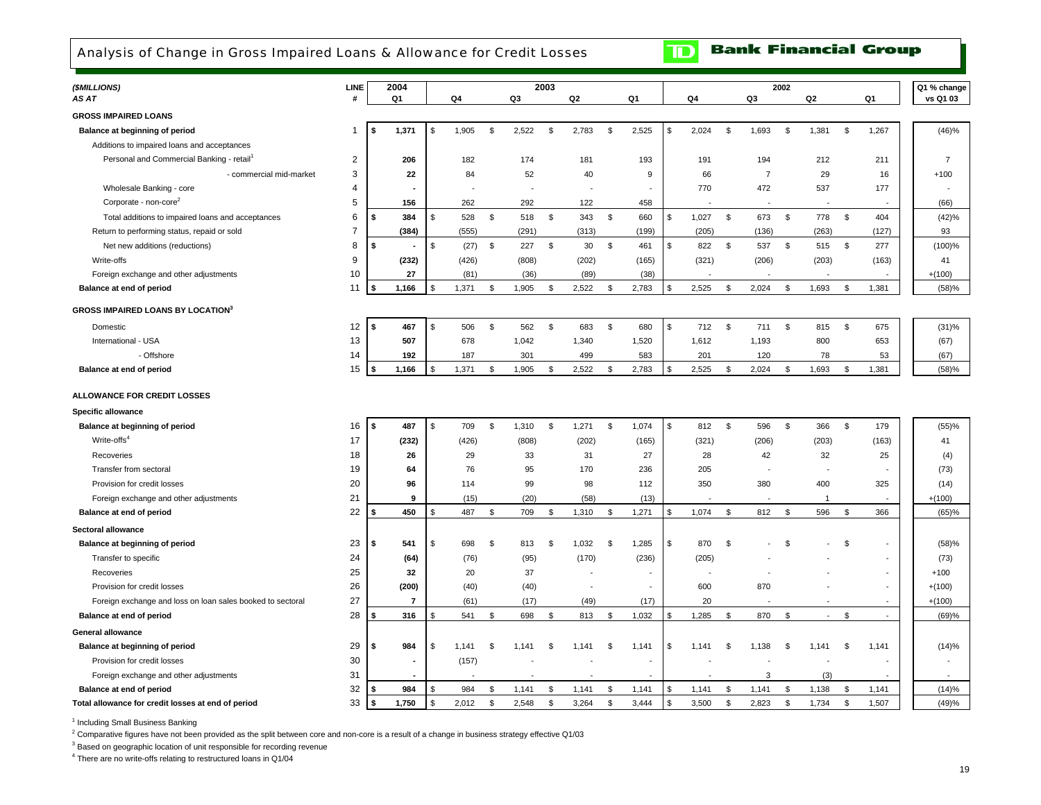# Analysis of Change in Gross Impaired Loans & Allowance for Credit Losses

**TD Bank Financial Group**

| ($MILLIONS) AS AT | LINE # | 2004 Q1 | 2003 Q4 | 2003 Q3 | 2003 Q2 | 2003 Q1 | 2002 Q4 | 2002 Q3 | 2002 Q2 | 2002 Q1 | Q1 % change vs Q1 03 |
|---|---|---|---|---|---|---|---|---|---|---|---|
| **GROSS IMPAIRED LOANS** | | | | | | | | | | | |
| **Balance at beginning of period** | 1 | $ **1,371** | $ 1,905 | $ 2,522 | $ 2,783 | $ 2,525 | $ 2,024 | $ 1,693 | $ 1,381 | $ 1,267 | (46)% |
| Additions to impaired loans and acceptances | | | | | | | | | | | |
| Personal and Commercial Banking - retail[1] | 2 | **206** | 182 | 174 | 181 | 193 | 191 | 194 | 212 | 211 | 7 |
| - commercial mid-market | 3 | **22** | 84 | 52 | 40 | 9 | 66 | 7 | 29 | 16 | +100 |
| Wholesale Banking - core | 4 | **-** | - | - | - | - | 770 | 472 | 537 | 177 | - |
| Corporate - non-core[2] | 5 | **156** | 262 | 292 | 122 | 458 | - | - | - | - | (66) |
| Total additions to impaired loans and acceptances | 6 | $ **384** | $ 528 | $ 518 | $ 343 | $ 660 | $ 1,027 | $ 673 | $ 778 | $ 404 | (42)% |
| Return to performing status, repaid or sold | 7 | **(384)** | (555) | (291) | (313) | (199) | (205) | (136) | (263) | (127) | 93 |
| Net new additions (reductions) | 8 | $ **-** | $ (27) | $ 227 | $ 30 | $ 461 | $ 822 | $ 537 | $ 515 | $ 277 | (100)% |
| Write-offs | 9 | **(232)** | (426) | (808) | (202) | (165) | (321) | (206) | (203) | (163) | 41 |
| Foreign exchange and other adjustments | 10 | **27** | (81) | (36) | (89) | (38) | - | - | - | - | +(100) |
| **Balance at end of period** | 11 | $ **1,166** | $ 1,371 | $ 1,905 | $ 2,522 | $ 2,783 | $ 2,525 | $ 2,024 | $ 1,693 | $ 1,381 | (58)% |
| **GROSS IMPAIRED LOANS BY LOCATION[3]** | | | | | | | | | | | |
| Domestic | 12 | $ **467** | $ 506 | $ 562 | $ 683 | $ 680 | $ 712 | $ 711 | $ 815 | $ 675 | (31)% |
| International - USA | 13 | **507** | 678 | 1,042 | 1,340 | 1,520 | 1,612 | 1,193 | 800 | 653 | (67) |
| - Offshore | 14 | **192** | 187 | 301 | 499 | 583 | 201 | 120 | 78 | 53 | (67) |
| **Balance at end of period** | 15 | $ **1,166** | $ 1,371 | $ 1,905 | $ 2,522 | $ 2,783 | $ 2,525 | $ 2,024 | $ 1,693 | $ 1,381 | (58)% |
| **ALLOWANCE FOR CREDIT LOSSES** | | | | | | | | | | | |
| **Specific allowance** | | | | | | | | | | | |
| **Balance at beginning of period** | 16 | $ **487** | $ 709 | $ 1,310 | $ 1,271 | $ 1,074 | $ 812 | $ 596 | $ 366 | $ 179 | (55)% |
| Write-offs[4] | 17 | **(232)** | (426) | (808) | (202) | (165) | (321) | (206) | (203) | (163) | 41 |
| Recoveries | 18 | **26** | 29 | 33 | 31 | 27 | 28 | 42 | 32 | 25 | (4) |
| Transfer from sectoral | 19 | **64** | 76 | 95 | 170 | 236 | 205 | - | - | - | (73) |
| Provision for credit losses | 20 | **96** | 114 | 99 | 98 | 112 | 350 | 380 | 400 | 325 | (14) |
| Foreign exchange and other adjustments | 21 | **9** | (15) | (20) | (58) | (13) | - | - | 1 | - | +(100) |
| **Balance at end of period** | 22 | $ **450** | $ 487 | $ 709 | $ 1,310 | $ 1,271 | $ 1,074 | $ 812 | $ 596 | $ 366 | (65)% |
| **Sectoral allowance** | | | | | | | | | | | |
| **Balance at beginning of period** | 23 | $ **541** | $ 698 | $ 813 | $ 1,032 | $ 1,285 | $ 870 | $ - | $ - | $ - | (58)% |
| Transfer to specific | 24 | **(64)** | (76) | (95) | (170) | (236) | (205) | - | - | - | (73) |
| Recoveries | 25 | **32** | 20 | 37 | - | - | - | - | - | - | +100 |
| Provision for credit losses | 26 | **(200)** | (40) | (40) | - | - | 600 | 870 | - | - | +(100) |
| Foreign exchange and loss on loan sales booked to sectoral | 27 | **7** | (61) | (17) | (49) | (17) | 20 | - | - | - | +(100) |
| **Balance at end of period** | 28 | $ **316** | $ 541 | $ 698 | $ 813 | $ 1,032 | $ 1,285 | $ 870 | $ - | $ - | (69)% |
| **General allowance** | | | | | | | | | | | |
| **Balance at beginning of period** | 29 | $ **984** | $ 1,141 | $ 1,141 | $ 1,141 | $ 1,141 | $ 1,141 | $ 1,138 | $ 1,141 | $ 1,141 | (14)% |
| Provision for credit losses | 30 | **-** | (157) | - | - | - | - | - | - | - | - |
| Foreign exchange and other adjustments | 31 | **-** | - | - | - | - | - | 3 | (3) | - | - |
| **Balance at end of period** | 32 | $ **984** | $ 984 | $ 1,141 | $ 1,141 | $ 1,141 | $ 1,141 | $ 1,141 | $ 1,138 | $ 1,141 | (14)% |
| **Total allowance for credit losses at end of period** | 33 | $ **1,750** | $ 2,012 | $ 2,548 | $ 3,264 | $ 3,444 | $ 3,500 | $ 2,823 | $ 1,734 | $ 1,507 | (49)% |

[1] Including Small Business Banking

[2] Comparative figures have not been provided as the split between core and non-core is a result of a change in business strategy effective Q1/03

[3] Based on geographic location of unit responsible for recording revenue

[4] There are no write-offs relating to restructured loans in Q1/04